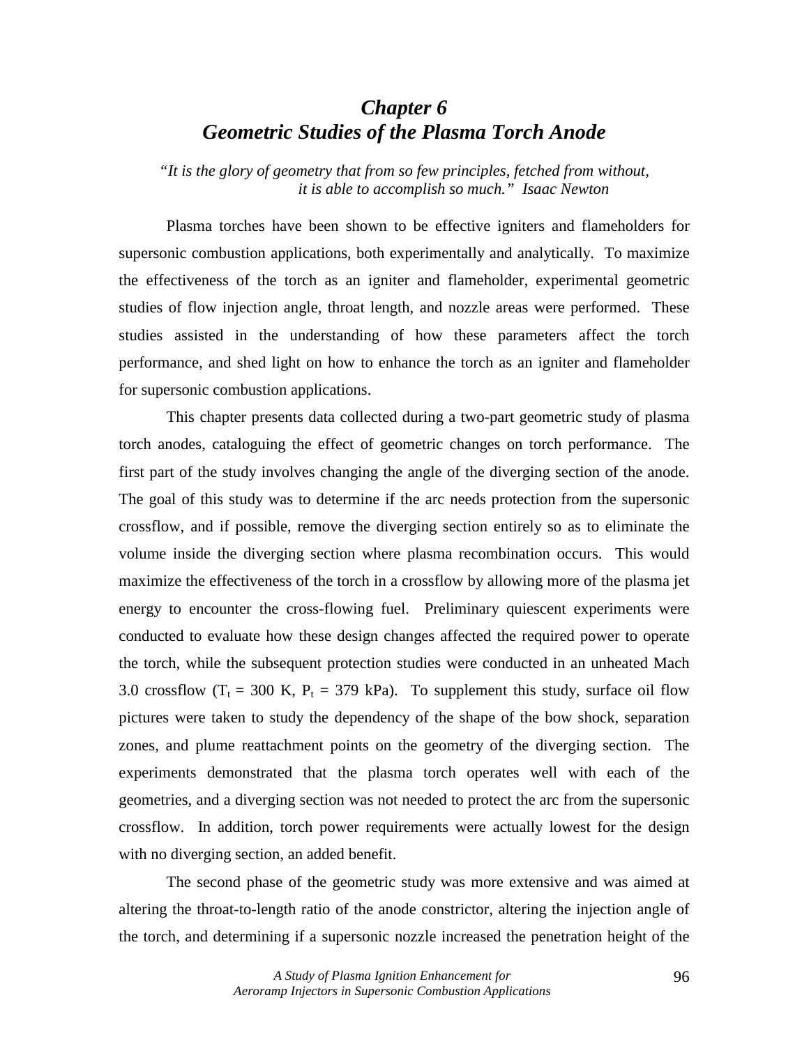# *Chapter 6*
# *Geometric Studies of the Plasma Torch Anode*

*"It is the glory of geometry that from so few principles, fetched from without, it is able to accomplish so much." Isaac Newton*

Plasma torches have been shown to be effective igniters and flameholders for supersonic combustion applications, both experimentally and analytically. To maximize the effectiveness of the torch as an igniter and flameholder, experimental geometric studies of flow injection angle, throat length, and nozzle areas were performed. These studies assisted in the understanding of how these parameters affect the torch performance, and shed light on how to enhance the torch as an igniter and flameholder for supersonic combustion applications.

This chapter presents data collected during a two-part geometric study of plasma torch anodes, cataloguing the effect of geometric changes on torch performance. The first part of the study involves changing the angle of the diverging section of the anode. The goal of this study was to determine if the arc needs protection from the supersonic crossflow, and if possible, remove the diverging section entirely so as to eliminate the volume inside the diverging section where plasma recombination occurs. This would maximize the effectiveness of the torch in a crossflow by allowing more of the plasma jet energy to encounter the cross-flowing fuel. Preliminary quiescent experiments were conducted to evaluate how these design changes affected the required power to operate the torch, while the subsequent protection studies were conducted in an unheated Mach 3.0 crossflow ($T_t$ = 300 K, $P_t$ = 379 kPa). To supplement this study, surface oil flow pictures were taken to study the dependency of the shape of the bow shock, separation zones, and plume reattachment points on the geometry of the diverging section. The experiments demonstrated that the plasma torch operates well with each of the geometries, and a diverging section was not needed to protect the arc from the supersonic crossflow. In addition, torch power requirements were actually lowest for the design with no diverging section, an added benefit.

The second phase of the geometric study was more extensive and was aimed at altering the throat-to-length ratio of the anode constrictor, altering the injection angle of the torch, and determining if a supersonic nozzle increased the penetration height of the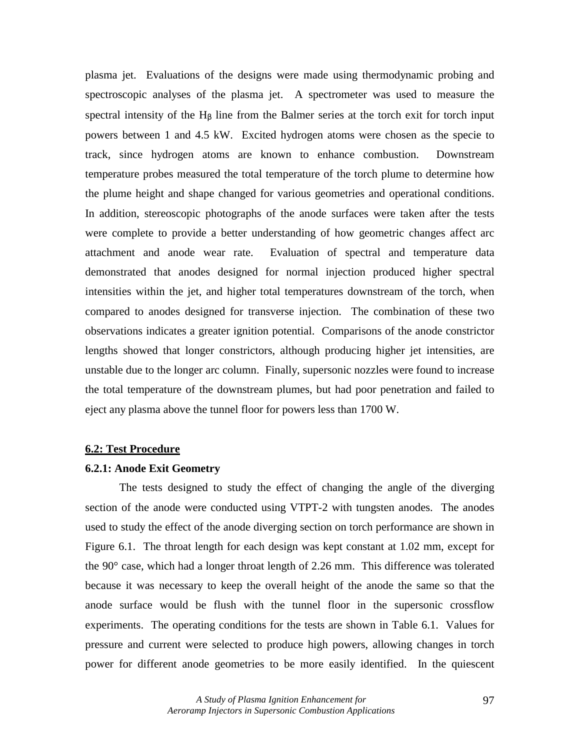plasma jet. Evaluations of the designs were made using thermodynamic probing and spectroscopic analyses of the plasma jet. A spectrometer was used to measure the spectral intensity of the $H_\beta$ line from the Balmer series at the torch exit for torch input powers between 1 and 4.5 kW. Excited hydrogen atoms were chosen as the specie to track, since hydrogen atoms are known to enhance combustion. Downstream temperature probes measured the total temperature of the torch plume to determine how the plume height and shape changed for various geometries and operational conditions. In addition, stereoscopic photographs of the anode surfaces were taken after the tests were complete to provide a better understanding of how geometric changes affect arc attachment and anode wear rate. Evaluation of spectral and temperature data demonstrated that anodes designed for normal injection produced higher spectral intensities within the jet, and higher total temperatures downstream of the torch, when compared to anodes designed for transverse injection. The combination of these two observations indicates a greater ignition potential. Comparisons of the anode constrictor lengths showed that longer constrictors, although producing higher jet intensities, are unstable due to the longer arc column. Finally, supersonic nozzles were found to increase the total temperature of the downstream plumes, but had poor penetration and failed to eject any plasma above the tunnel floor for powers less than 1700 W.

## 6.2: Test Procedure

### 6.2.1: Anode Exit Geometry

The tests designed to study the effect of changing the angle of the diverging section of the anode were conducted using VTPT-2 with tungsten anodes. The anodes used to study the effect of the anode diverging section on torch performance are shown in Figure 6.1. The throat length for each design was kept constant at 1.02 mm, except for the 90° case, which had a longer throat length of 2.26 mm. This difference was tolerated because it was necessary to keep the overall height of the anode the same so that the anode surface would be flush with the tunnel floor in the supersonic crossflow experiments. The operating conditions for the tests are shown in Table 6.1. Values for pressure and current were selected to produce high powers, allowing changes in torch power for different anode geometries to be more easily identified. In the quiescent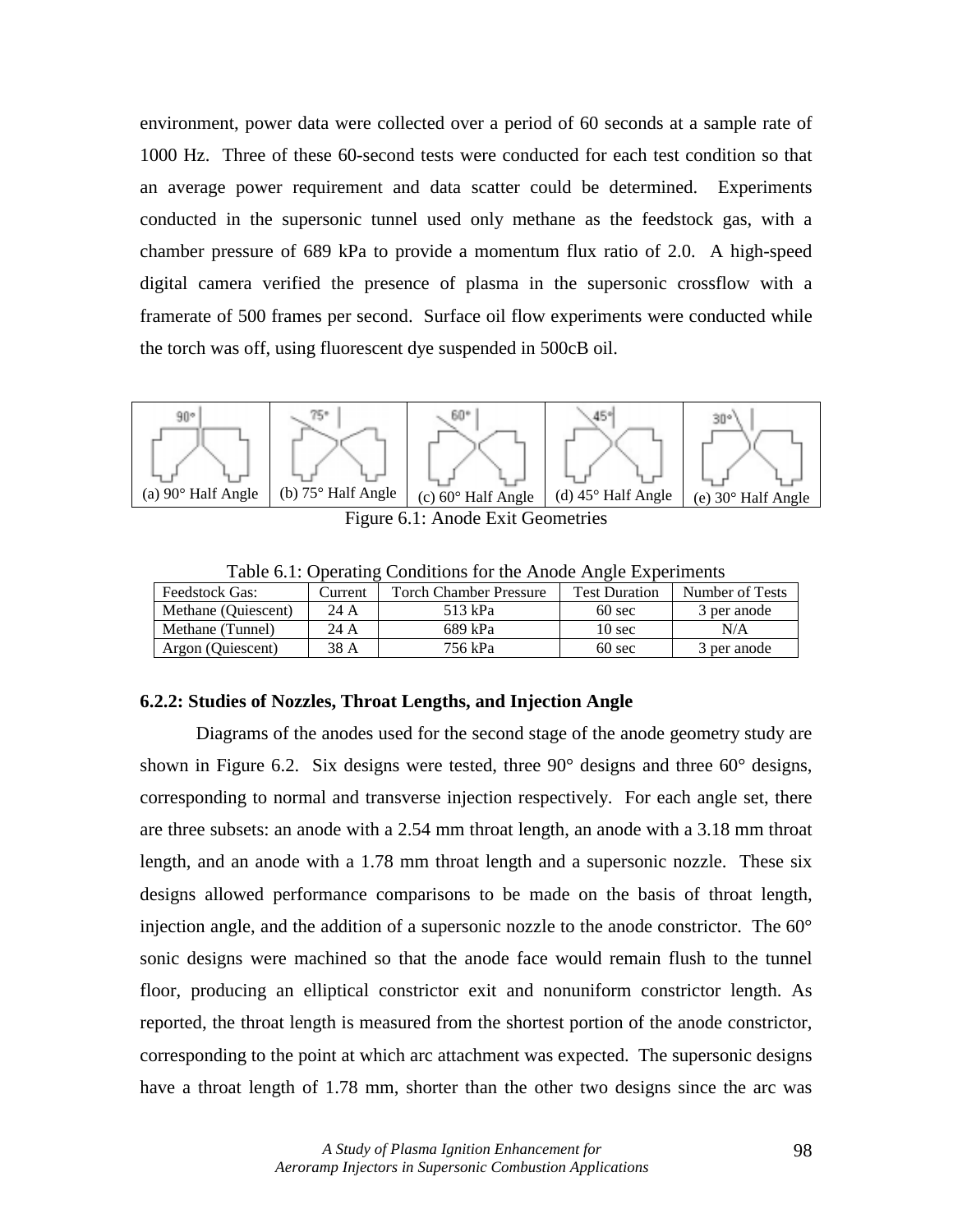environment, power data were collected over a period of 60 seconds at a sample rate of 1000 Hz. Three of these 60-second tests were conducted for each test condition so that an average power requirement and data scatter could be determined. Experiments conducted in the supersonic tunnel used only methane as the feedstock gas, with a chamber pressure of 689 kPa to provide a momentum flux ratio of 2.0. A high-speed digital camera verified the presence of plasma in the supersonic crossflow with a framerate of 500 frames per second. Surface oil flow experiments were conducted while the torch was off, using fluorescent dye suspended in 500cB oil.

(a) 90° Half Angle | (b) 75° Half Angle | (c) 60° Half Angle | (d) 45° Half Angle | (e) 30° Half Angle

Figure 6.1: Anode Exit Geometries

Table 6.1: Operating Conditions for the Anode Angle Experiments

| Feedstock Gas: | Current | Torch Chamber Pressure | Test Duration | Number of Tests |
|---|---|---|---|---|
| Methane (Quiescent) | 24 A | 513 kPa | 60 sec | 3 per anode |
| Methane (Tunnel) | 24 A | 689 kPa | 10 sec | N/A |
| Argon (Quiescent) | 38 A | 756 kPa | 60 sec | 3 per anode |

### 6.2.2: Studies of Nozzles, Throat Lengths, and Injection Angle

Diagrams of the anodes used for the second stage of the anode geometry study are shown in Figure 6.2. Six designs were tested, three 90° designs and three 60° designs, corresponding to normal and transverse injection respectively. For each angle set, there are three subsets: an anode with a 2.54 mm throat length, an anode with a 3.18 mm throat length, and an anode with a 1.78 mm throat length and a supersonic nozzle. These six designs allowed performance comparisons to be made on the basis of throat length, injection angle, and the addition of a supersonic nozzle to the anode constrictor. The 60° sonic designs were machined so that the anode face would remain flush to the tunnel floor, producing an elliptical constrictor exit and nonuniform constrictor length. As reported, the throat length is measured from the shortest portion of the anode constrictor, corresponding to the point at which arc attachment was expected. The supersonic designs have a throat length of 1.78 mm, shorter than the other two designs since the arc was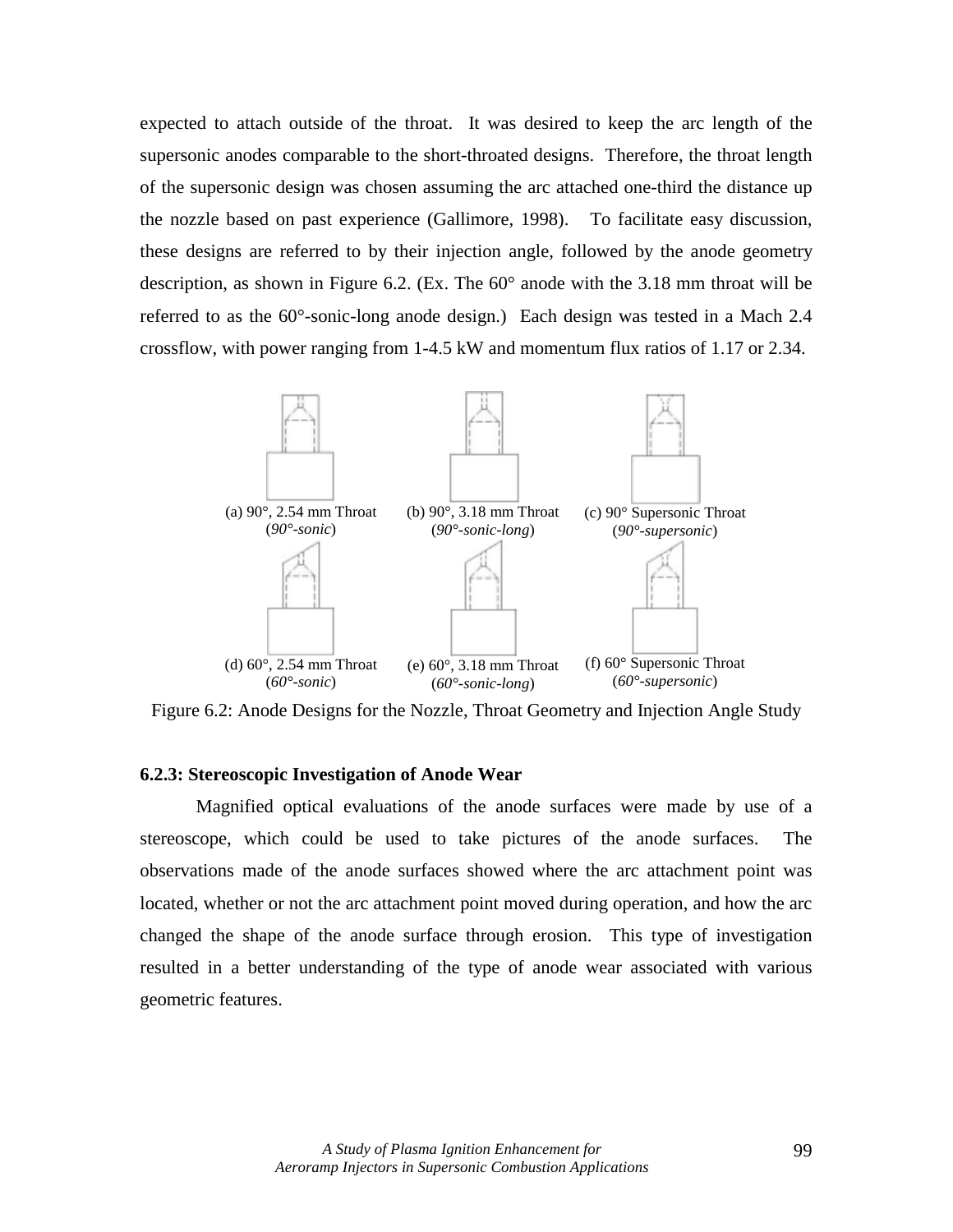expected to attach outside of the throat. It was desired to keep the arc length of the supersonic anodes comparable to the short-throated designs. Therefore, the throat length of the supersonic design was chosen assuming the arc attached one-third the distance up the nozzle based on past experience (Gallimore, 1998). To facilitate easy discussion, these designs are referred to by their injection angle, followed by the anode geometry description, as shown in Figure 6.2. (Ex. The 60° anode with the 3.18 mm throat will be referred to as the 60°-sonic-long anode design.) Each design was tested in a Mach 2.4 crossflow, with power ranging from 1-4.5 kW and momentum flux ratios of 1.17 or 2.34.

(a) 90°, 2.54 mm Throat (*90°-sonic*)

(b) 90°, 3.18 mm Throat (*90°-sonic-long*)

(c) 90° Supersonic Throat (*90°-supersonic*)

(d) 60°, 2.54 mm Throat (*60°-sonic*)

(e) 60°, 3.18 mm Throat (*60°-sonic-long*)

(f) 60° Supersonic Throat (*60°-supersonic*)

Figure 6.2: Anode Designs for the Nozzle, Throat Geometry and Injection Angle Study

### 6.2.3: Stereoscopic Investigation of Anode Wear

Magnified optical evaluations of the anode surfaces were made by use of a stereoscope, which could be used to take pictures of the anode surfaces. The observations made of the anode surfaces showed where the arc attachment point was located, whether or not the arc attachment point moved during operation, and how the arc changed the shape of the anode surface through erosion. This type of investigation resulted in a better understanding of the type of anode wear associated with various geometric features.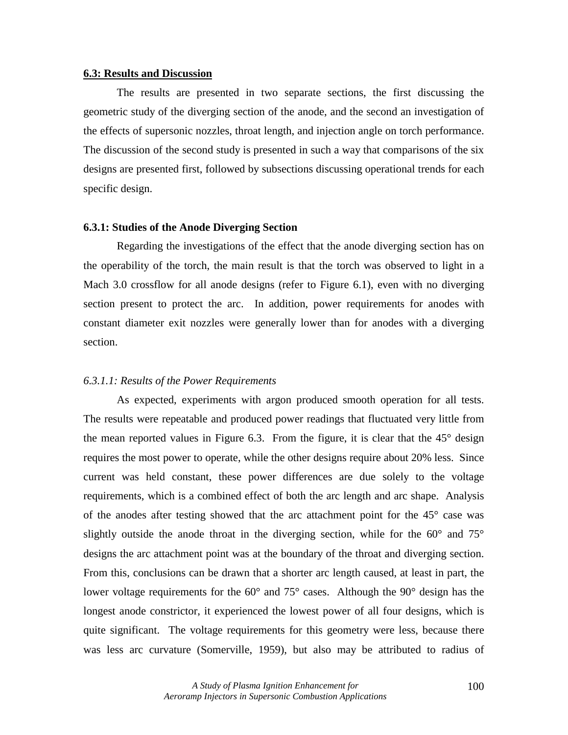## 6.3: Results and Discussion

The results are presented in two separate sections, the first discussing the geometric study of the diverging section of the anode, and the second an investigation of the effects of supersonic nozzles, throat length, and injection angle on torch performance. The discussion of the second study is presented in such a way that comparisons of the six designs are presented first, followed by subsections discussing operational trends for each specific design.

### 6.3.1: Studies of the Anode Diverging Section

Regarding the investigations of the effect that the anode diverging section has on the operability of the torch, the main result is that the torch was observed to light in a Mach 3.0 crossflow for all anode designs (refer to Figure 6.1), even with no diverging section present to protect the arc. In addition, power requirements for anodes with constant diameter exit nozzles were generally lower than for anodes with a diverging section.

#### *6.3.1.1: Results of the Power Requirements*

As expected, experiments with argon produced smooth operation for all tests. The results were repeatable and produced power readings that fluctuated very little from the mean reported values in Figure 6.3. From the figure, it is clear that the 45° design requires the most power to operate, while the other designs require about 20% less. Since current was held constant, these power differences are due solely to the voltage requirements, which is a combined effect of both the arc length and arc shape. Analysis of the anodes after testing showed that the arc attachment point for the 45° case was slightly outside the anode throat in the diverging section, while for the 60° and 75° designs the arc attachment point was at the boundary of the throat and diverging section. From this, conclusions can be drawn that a shorter arc length caused, at least in part, the lower voltage requirements for the 60° and 75° cases. Although the 90° design has the longest anode constrictor, it experienced the lowest power of all four designs, which is quite significant. The voltage requirements for this geometry were less, because there was less arc curvature (Somerville, 1959), but also may be attributed to radius of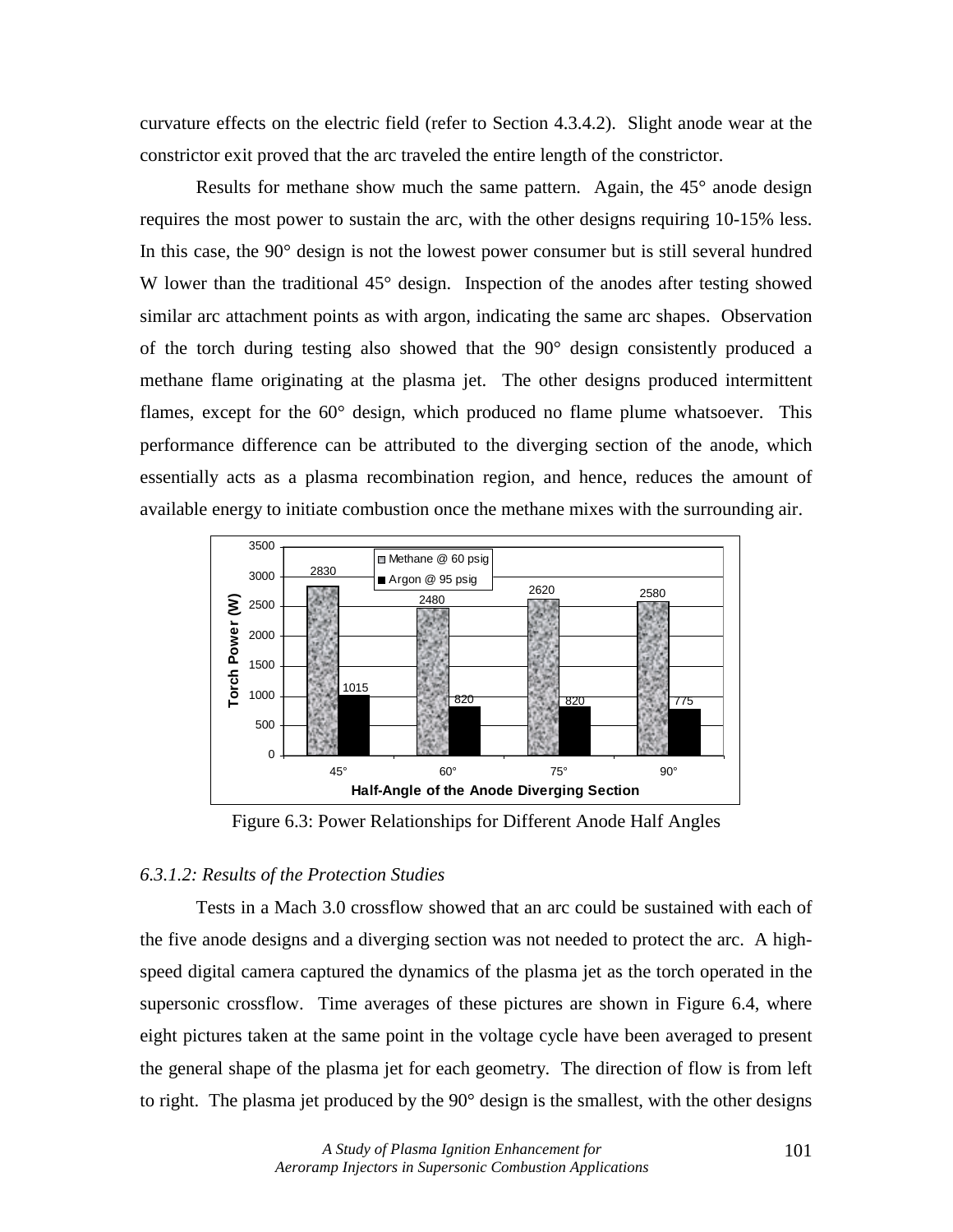curvature effects on the electric field (refer to Section 4.3.4.2). Slight anode wear at the constrictor exit proved that the arc traveled the entire length of the constrictor.

Results for methane show much the same pattern. Again, the 45° anode design requires the most power to sustain the arc, with the other designs requiring 10-15% less. In this case, the 90° design is not the lowest power consumer but is still several hundred W lower than the traditional 45° design. Inspection of the anodes after testing showed similar arc attachment points as with argon, indicating the same arc shapes. Observation of the torch during testing also showed that the 90° design consistently produced a methane flame originating at the plasma jet. The other designs produced intermittent flames, except for the 60° design, which produced no flame plume whatsoever. This performance difference can be attributed to the diverging section of the anode, which essentially acts as a plasma recombination region, and hence, reduces the amount of available energy to initiate combustion once the methane mixes with the surrounding air.

| Half-Angle of the Anode Diverging Section | Methane @ 60 psig – Torch Power (W) | Argon @ 95 psig – Torch Power (W) |
| --- | --- | --- |
| 45° | 2830 | 1015 |
| 60° | 2480 | 820 |
| 75° | 2620 | 820 |
| 90° | 2580 | 775 |

Figure 6.3: Power Relationships for Different Anode Half Angles

### *6.3.1.2: Results of the Protection Studies*

Tests in a Mach 3.0 crossflow showed that an arc could be sustained with each of the five anode designs and a diverging section was not needed to protect the arc. A high-speed digital camera captured the dynamics of the plasma jet as the torch operated in the supersonic crossflow. Time averages of these pictures are shown in Figure 6.4, where eight pictures taken at the same point in the voltage cycle have been averaged to present the general shape of the plasma jet for each geometry. The direction of flow is from left to right. The plasma jet produced by the 90° design is the smallest, with the other designs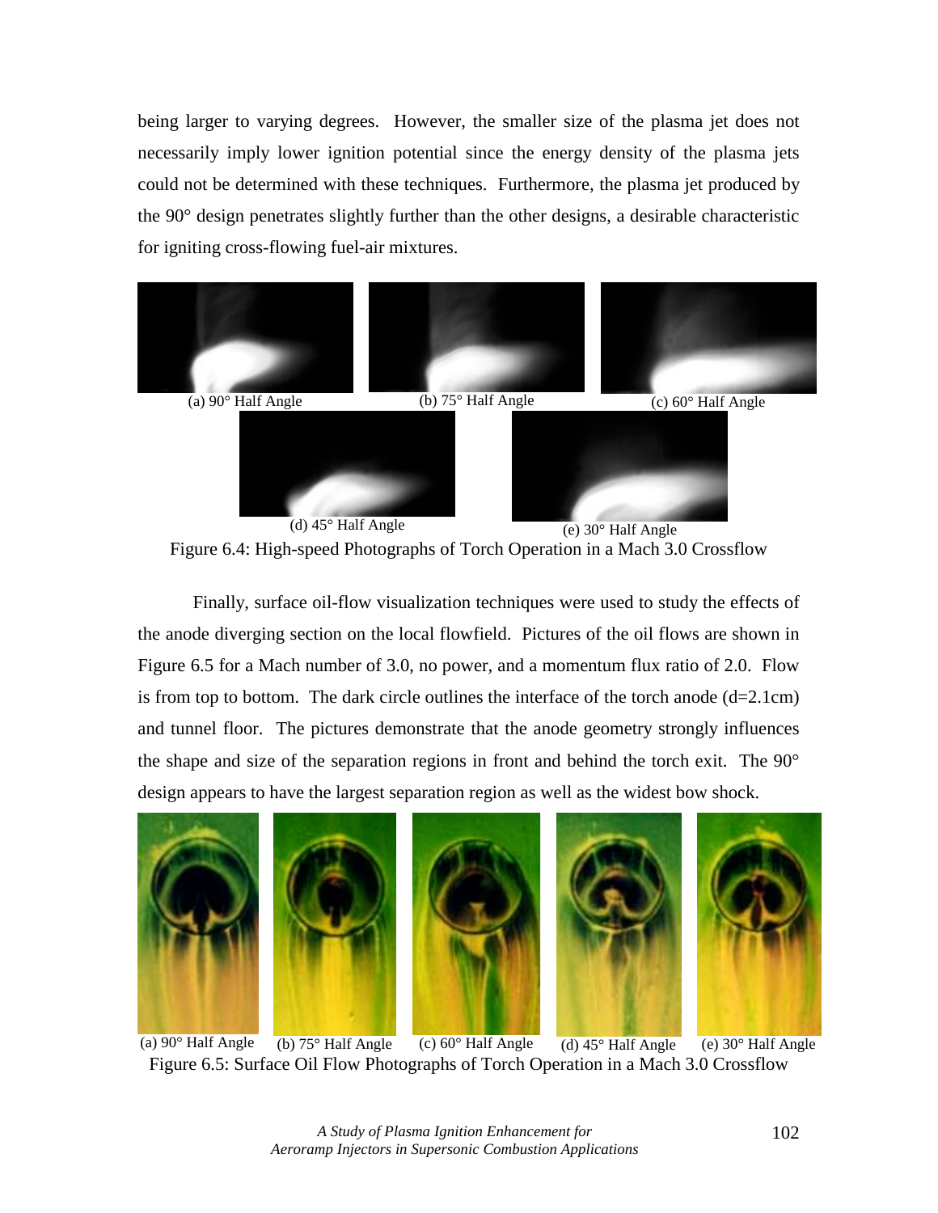being larger to varying degrees. However, the smaller size of the plasma jet does not necessarily imply lower ignition potential since the energy density of the plasma jets could not be determined with these techniques. Furthermore, the plasma jet produced by the 90° design penetrates slightly further than the other designs, a desirable characteristic for igniting cross-flowing fuel-air mixtures.

(a) 90° Half Angle (b) 75° Half Angle (c) 60° Half Angle

(d) 45° Half Angle (e) 30° Half Angle

Figure 6.4: High-speed Photographs of Torch Operation in a Mach 3.0 Crossflow

Finally, surface oil-flow visualization techniques were used to study the effects of the anode diverging section on the local flowfield. Pictures of the oil flows are shown in Figure 6.5 for a Mach number of 3.0, no power, and a momentum flux ratio of 2.0. Flow is from top to bottom. The dark circle outlines the interface of the torch anode (d=2.1cm) and tunnel floor. The pictures demonstrate that the anode geometry strongly influences the shape and size of the separation regions in front and behind the torch exit. The 90° design appears to have the largest separation region as well as the widest bow shock.

(a) 90° Half Angle (b) 75° Half Angle (c) 60° Half Angle (d) 45° Half Angle (e) 30° Half Angle

Figure 6.5: Surface Oil Flow Photographs of Torch Operation in a Mach 3.0 Crossflow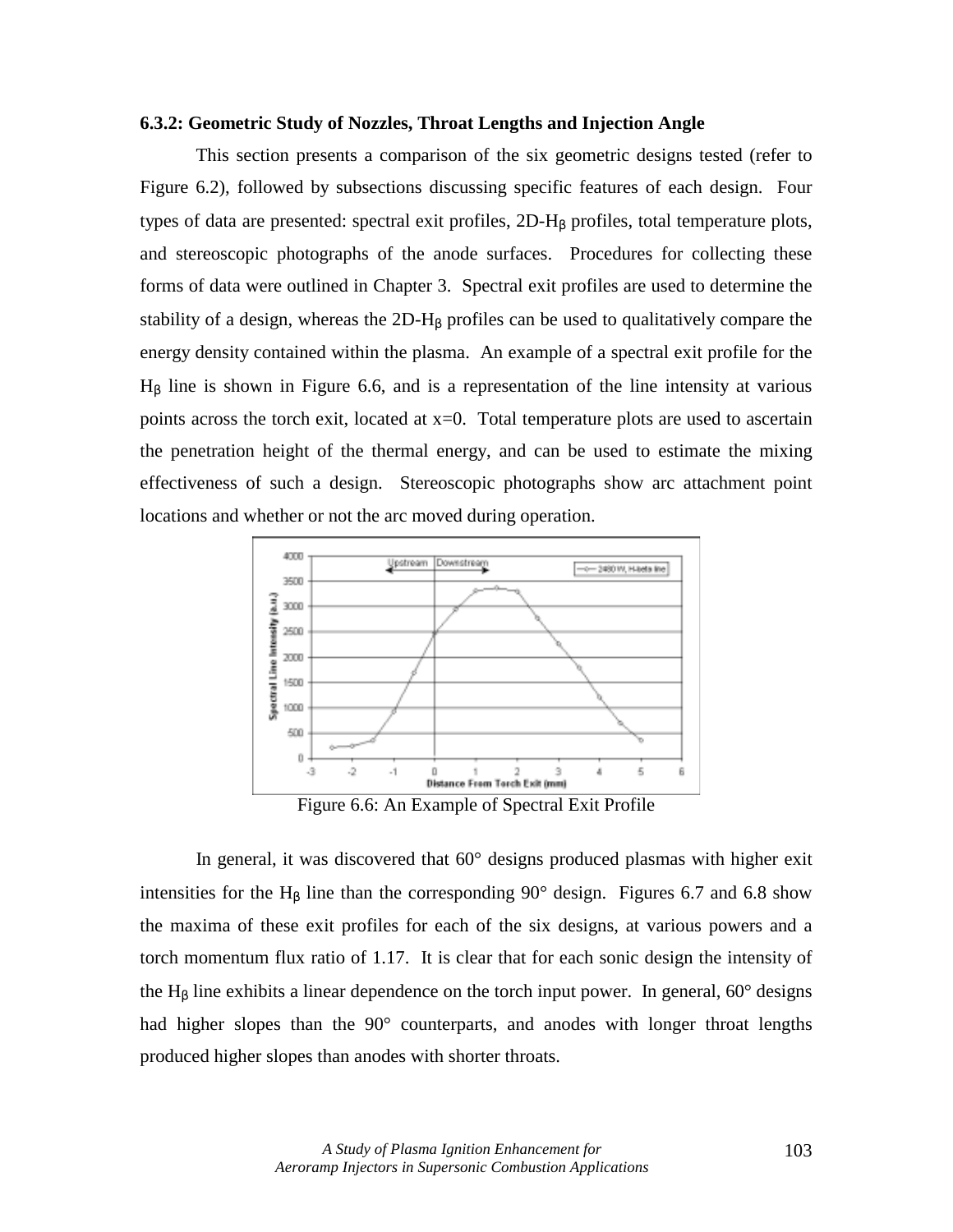### 6.3.2: Geometric Study of Nozzles, Throat Lengths and Injection Angle

This section presents a comparison of the six geometric designs tested (refer to Figure 6.2), followed by subsections discussing specific features of each design. Four types of data are presented: spectral exit profiles, 2D-$H_\beta$ profiles, total temperature plots, and stereoscopic photographs of the anode surfaces. Procedures for collecting these forms of data were outlined in Chapter 3. Spectral exit profiles are used to determine the stability of a design, whereas the 2D-$H_\beta$ profiles can be used to qualitatively compare the energy density contained within the plasma. An example of a spectral exit profile for the $H_\beta$ line is shown in Figure 6.6, and is a representation of the line intensity at various points across the torch exit, located at x=0. Total temperature plots are used to ascertain the penetration height of the thermal energy, and can be used to estimate the mixing effectiveness of such a design. Stereoscopic photographs show arc attachment point locations and whether or not the arc moved during operation.

Figure 6.6: An Example of Spectral Exit Profile

In general, it was discovered that 60° designs produced plasmas with higher exit intensities for the $H_\beta$ line than the corresponding 90° design. Figures 6.7 and 6.8 show the maxima of these exit profiles for each of the six designs, at various powers and a torch momentum flux ratio of 1.17. It is clear that for each sonic design the intensity of the $H_\beta$ line exhibits a linear dependence on the torch input power. In general, 60° designs had higher slopes than the 90° counterparts, and anodes with longer throat lengths produced higher slopes than anodes with shorter throats.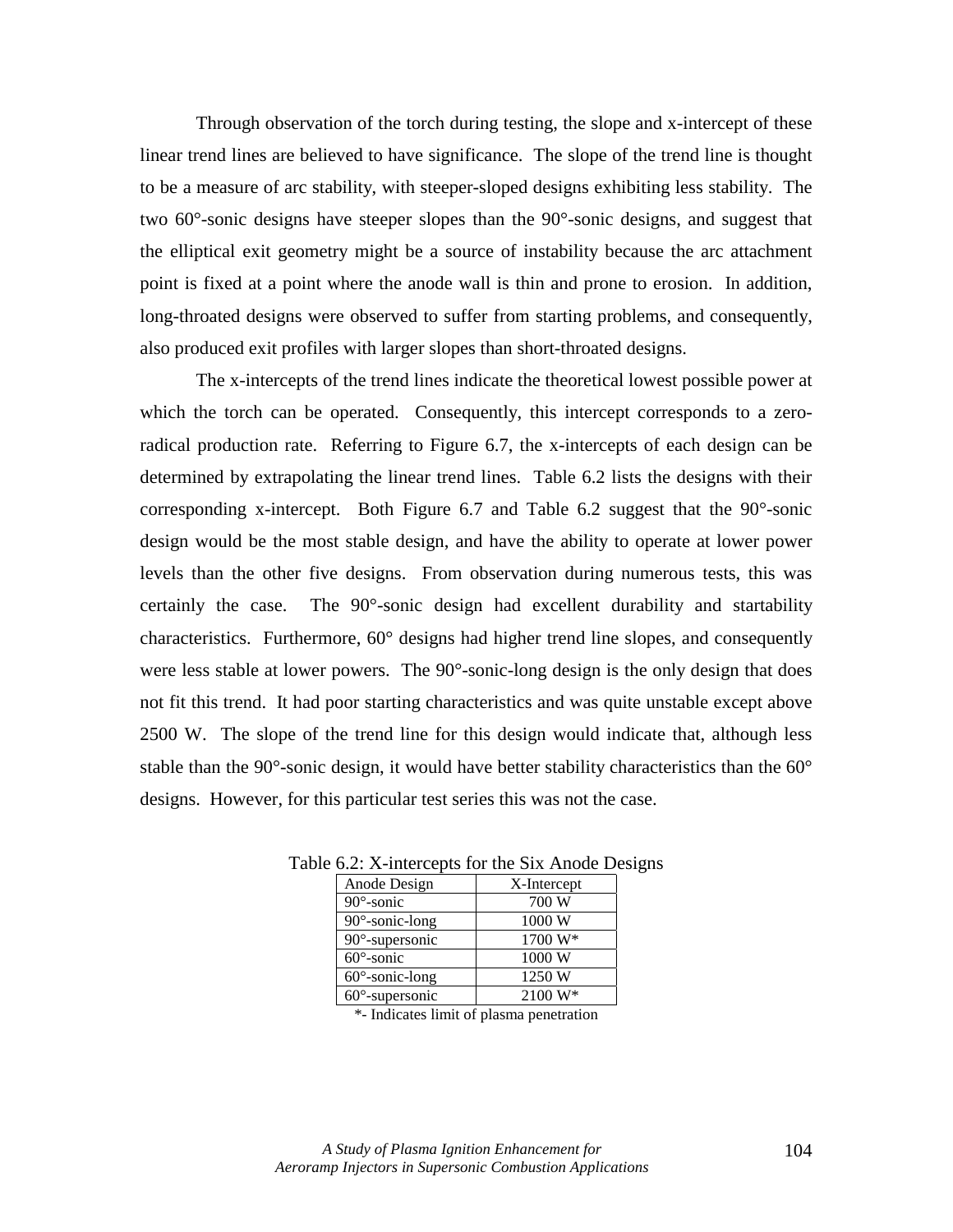Through observation of the torch during testing, the slope and x-intercept of these linear trend lines are believed to have significance. The slope of the trend line is thought to be a measure of arc stability, with steeper-sloped designs exhibiting less stability. The two 60°-sonic designs have steeper slopes than the 90°-sonic designs, and suggest that the elliptical exit geometry might be a source of instability because the arc attachment point is fixed at a point where the anode wall is thin and prone to erosion. In addition, long-throated designs were observed to suffer from starting problems, and consequently, also produced exit profiles with larger slopes than short-throated designs.

The x-intercepts of the trend lines indicate the theoretical lowest possible power at which the torch can be operated. Consequently, this intercept corresponds to a zero-radical production rate. Referring to Figure 6.7, the x-intercepts of each design can be determined by extrapolating the linear trend lines. Table 6.2 lists the designs with their corresponding x-intercept. Both Figure 6.7 and Table 6.2 suggest that the 90°-sonic design would be the most stable design, and have the ability to operate at lower power levels than the other five designs. From observation during numerous tests, this was certainly the case. The 90°-sonic design had excellent durability and startability characteristics. Furthermore, 60° designs had higher trend line slopes, and consequently were less stable at lower powers. The 90°-sonic-long design is the only design that does not fit this trend. It had poor starting characteristics and was quite unstable except above 2500 W. The slope of the trend line for this design would indicate that, although less stable than the 90°-sonic design, it would have better stability characteristics than the 60° designs. However, for this particular test series this was not the case.

Table 6.2: X-intercepts for the Six Anode Designs

| Anode Design | X-Intercept |
|---|---|
| 90°-sonic | 700 W |
| 90°-sonic-long | 1000 W |
| 90°-supersonic | 1700 W* |
| 60°-sonic | 1000 W |
| 60°-sonic-long | 1250 W |
| 60°-supersonic | 2100 W* |

*- Indicates limit of plasma penetration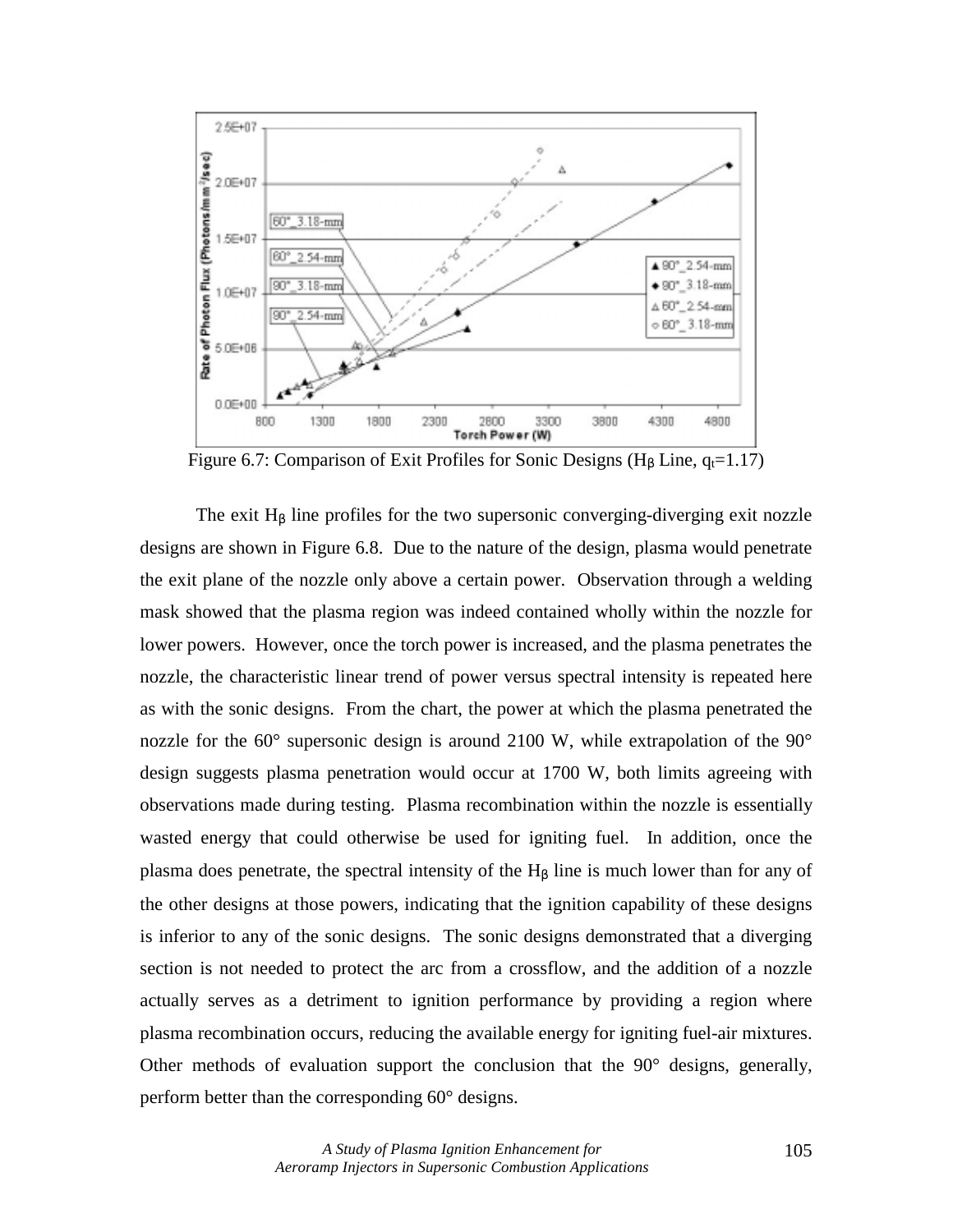Figure 6.7: Comparison of Exit Profiles for Sonic Designs ($H_\beta$ Line, $q_t$=1.17)

The exit $H_\beta$ line profiles for the two supersonic converging-diverging exit nozzle designs are shown in Figure 6.8. Due to the nature of the design, plasma would penetrate the exit plane of the nozzle only above a certain power. Observation through a welding mask showed that the plasma region was indeed contained wholly within the nozzle for lower powers. However, once the torch power is increased, and the plasma penetrates the nozzle, the characteristic linear trend of power versus spectral intensity is repeated here as with the sonic designs. From the chart, the power at which the plasma penetrated the nozzle for the 60° supersonic design is around 2100 W, while extrapolation of the 90° design suggests plasma penetration would occur at 1700 W, both limits agreeing with observations made during testing. Plasma recombination within the nozzle is essentially wasted energy that could otherwise be used for igniting fuel. In addition, once the plasma does penetrate, the spectral intensity of the $H_\beta$ line is much lower than for any of the other designs at those powers, indicating that the ignition capability of these designs is inferior to any of the sonic designs. The sonic designs demonstrated that a diverging section is not needed to protect the arc from a crossflow, and the addition of a nozzle actually serves as a detriment to ignition performance by providing a region where plasma recombination occurs, reducing the available energy for igniting fuel-air mixtures. Other methods of evaluation support the conclusion that the 90° designs, generally, perform better than the corresponding 60° designs.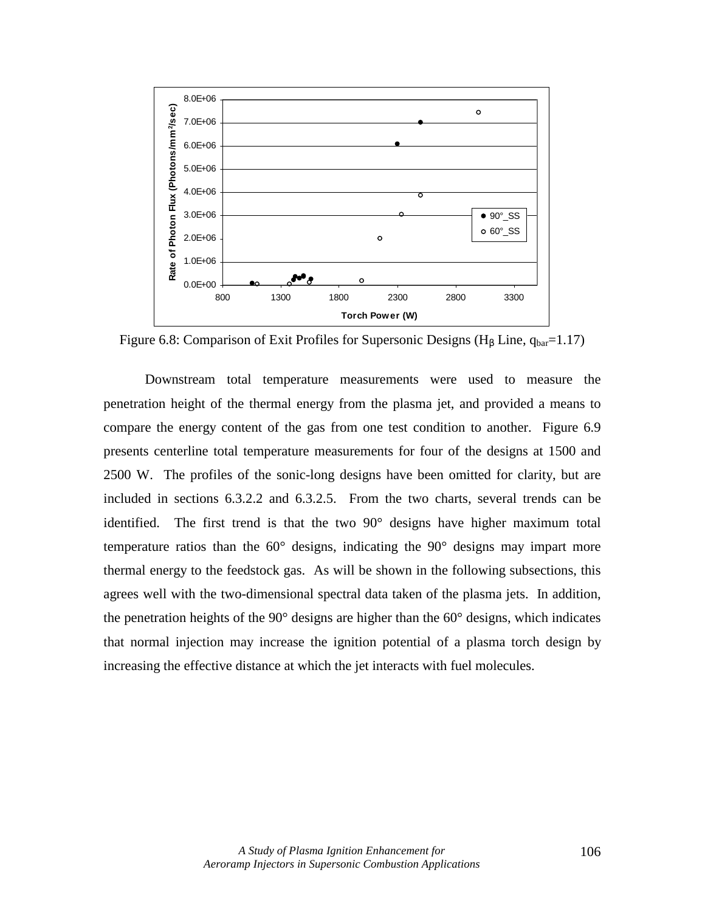Figure 6.8: Comparison of Exit Profiles for Supersonic Designs ($H_\beta$ Line, $q_{bar}$=1.17)

Downstream total temperature measurements were used to measure the penetration height of the thermal energy from the plasma jet, and provided a means to compare the energy content of the gas from one test condition to another. Figure 6.9 presents centerline total temperature measurements for four of the designs at 1500 and 2500 W. The profiles of the sonic-long designs have been omitted for clarity, but are included in sections 6.3.2.2 and 6.3.2.5. From the two charts, several trends can be identified. The first trend is that the two 90° designs have higher maximum total temperature ratios than the 60° designs, indicating the 90° designs may impart more thermal energy to the feedstock gas. As will be shown in the following subsections, this agrees well with the two-dimensional spectral data taken of the plasma jets. In addition, the penetration heights of the 90° designs are higher than the 60° designs, which indicates that normal injection may increase the ignition potential of a plasma torch design by increasing the effective distance at which the jet interacts with fuel molecules.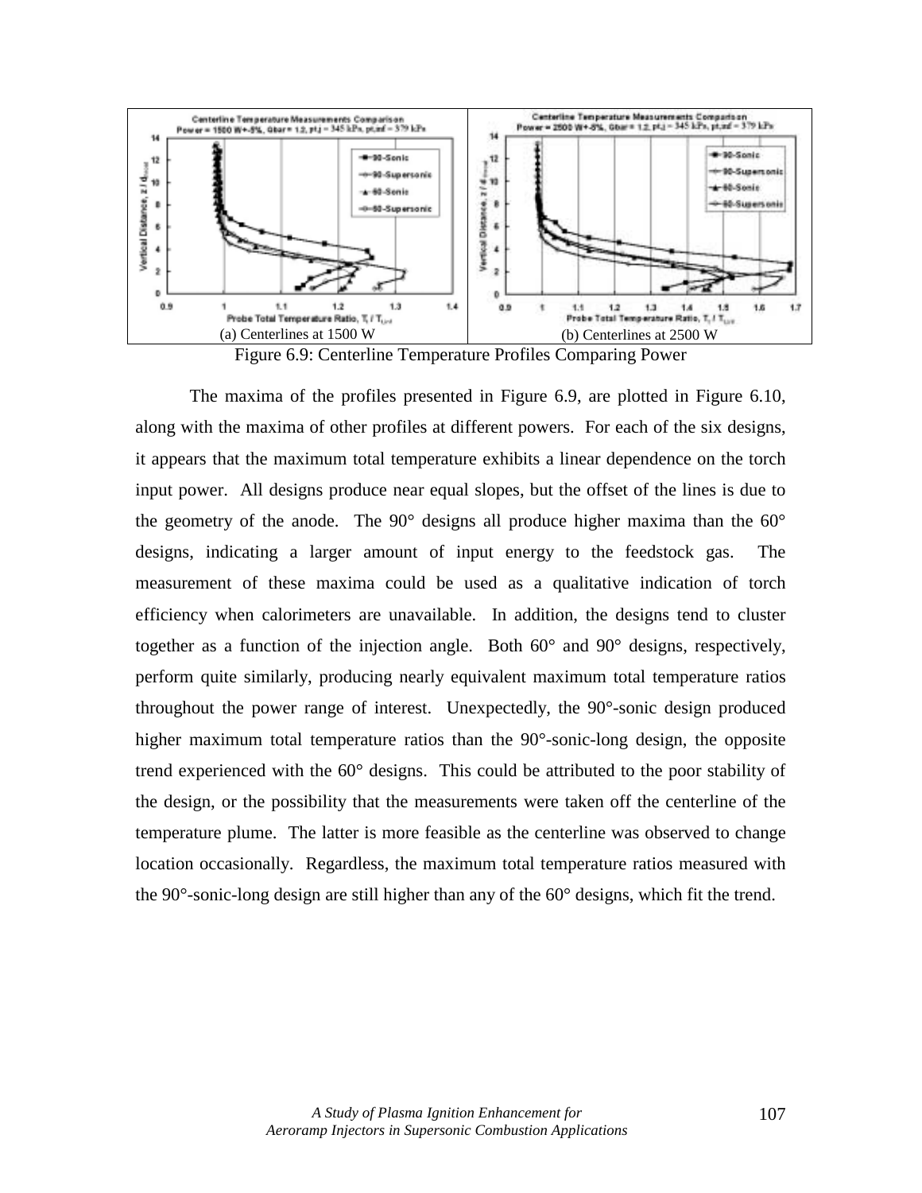(a) Centerlines at 1500 W

(b) Centerlines at 2500 W

Figure 6.9: Centerline Temperature Profiles Comparing Power

The maxima of the profiles presented in Figure 6.9, are plotted in Figure 6.10, along with the maxima of other profiles at different powers. For each of the six designs, it appears that the maximum total temperature exhibits a linear dependence on the torch input power. All designs produce near equal slopes, but the offset of the lines is due to the geometry of the anode. The 90° designs all produce higher maxima than the 60° designs, indicating a larger amount of input energy to the feedstock gas. The measurement of these maxima could be used as a qualitative indication of torch efficiency when calorimeters are unavailable. In addition, the designs tend to cluster together as a function of the injection angle. Both 60° and 90° designs, respectively, perform quite similarly, producing nearly equivalent maximum total temperature ratios throughout the power range of interest. Unexpectedly, the 90°-sonic design produced higher maximum total temperature ratios than the 90°-sonic-long design, the opposite trend experienced with the 60° designs. This could be attributed to the poor stability of the design, or the possibility that the measurements were taken off the centerline of the temperature plume. The latter is more feasible as the centerline was observed to change location occasionally. Regardless, the maximum total temperature ratios measured with the 90°-sonic-long design are still higher than any of the 60° designs, which fit the trend.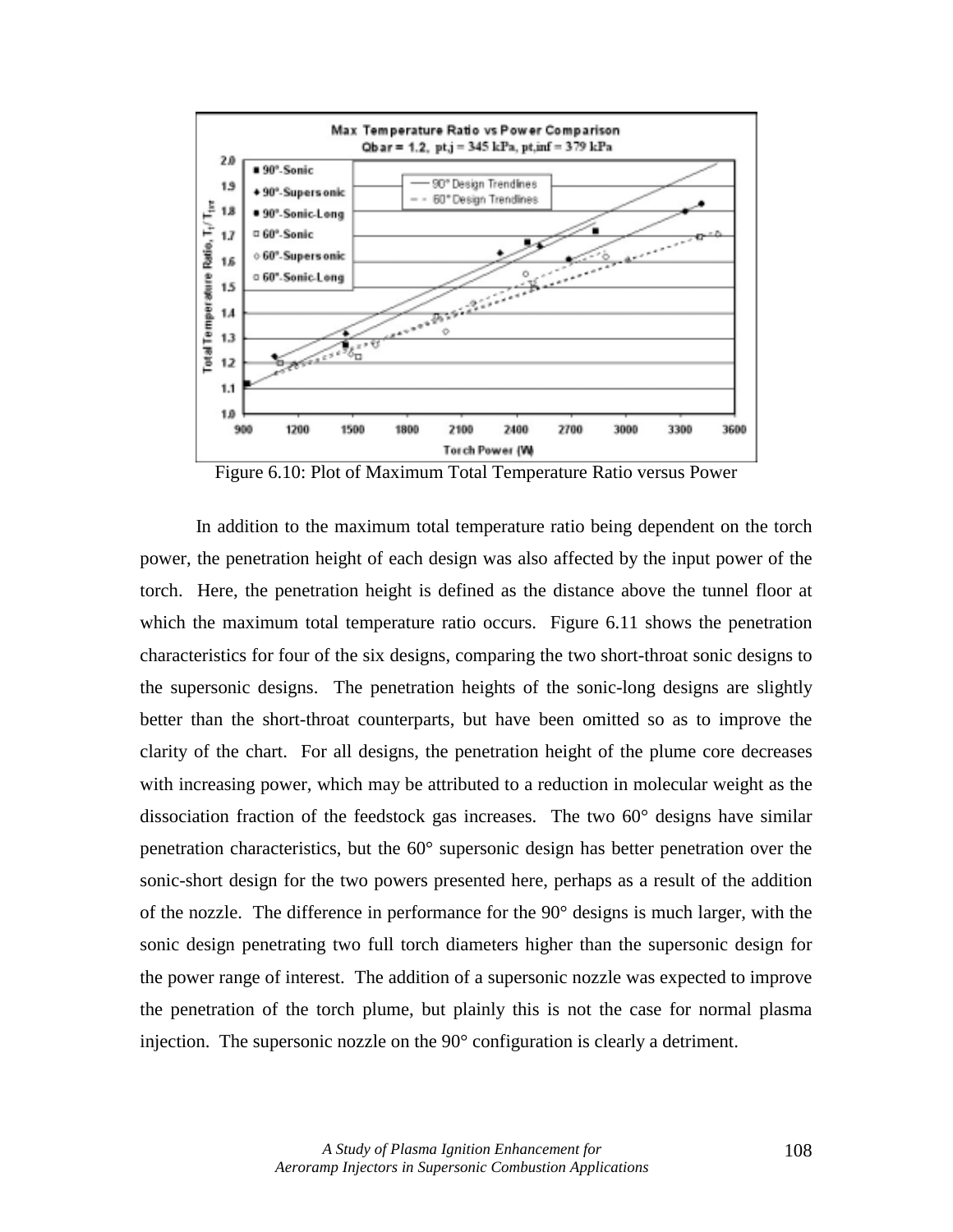Figure 6.10: Plot of Maximum Total Temperature Ratio versus Power

In addition to the maximum total temperature ratio being dependent on the torch power, the penetration height of each design was also affected by the input power of the torch. Here, the penetration height is defined as the distance above the tunnel floor at which the maximum total temperature ratio occurs. Figure 6.11 shows the penetration characteristics for four of the six designs, comparing the two short-throat sonic designs to the supersonic designs. The penetration heights of the sonic-long designs are slightly better than the short-throat counterparts, but have been omitted so as to improve the clarity of the chart. For all designs, the penetration height of the plume core decreases with increasing power, which may be attributed to a reduction in molecular weight as the dissociation fraction of the feedstock gas increases. The two 60° designs have similar penetration characteristics, but the 60° supersonic design has better penetration over the sonic-short design for the two powers presented here, perhaps as a result of the addition of the nozzle. The difference in performance for the 90° designs is much larger, with the sonic design penetrating two full torch diameters higher than the supersonic design for the power range of interest. The addition of a supersonic nozzle was expected to improve the penetration of the torch plume, but plainly this is not the case for normal plasma injection. The supersonic nozzle on the 90° configuration is clearly a detriment.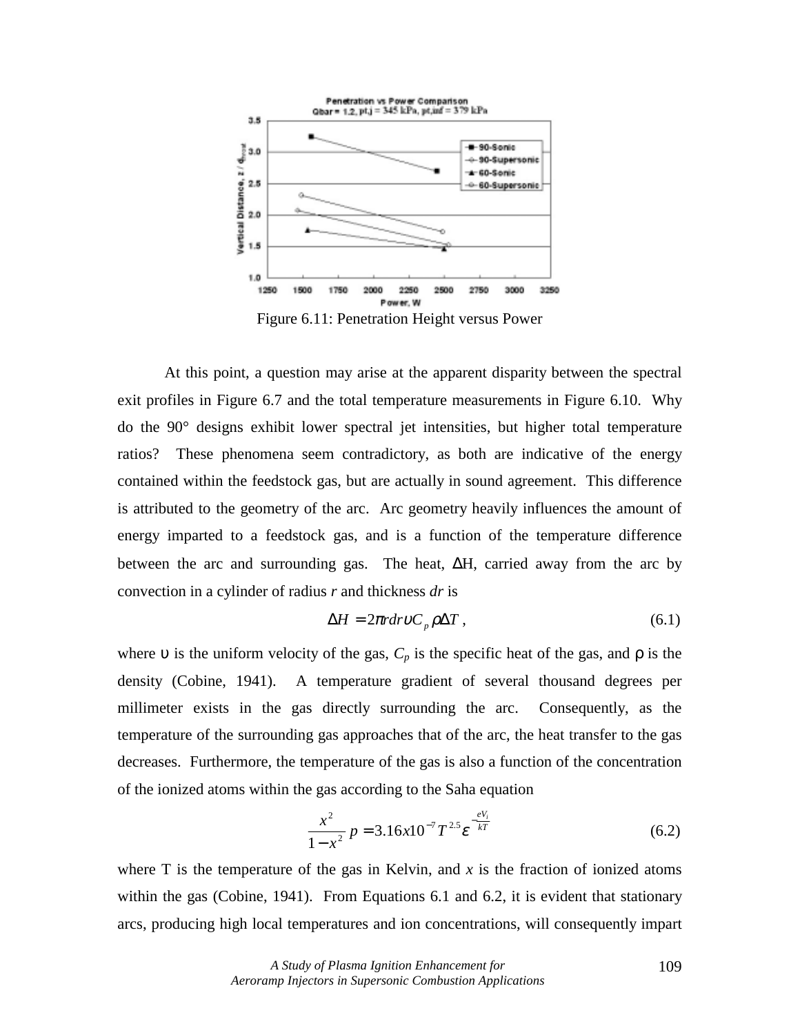Figure 6.11: Penetration Height versus Power

At this point, a question may arise at the apparent disparity between the spectral exit profiles in Figure 6.7 and the total temperature measurements in Figure 6.10. Why do the 90° designs exhibit lower spectral jet intensities, but higher total temperature ratios? These phenomena seem contradictory, as both are indicative of the energy contained within the feedstock gas, but are actually in sound agreement. This difference is attributed to the geometry of the arc. Arc geometry heavily influences the amount of energy imparted to a feedstock gas, and is a function of the temperature difference between the arc and surrounding gas. The heat, ΔH, carried away from the arc by convection in a cylinder of radius *r* and thickness *dr* is

$$\Delta H = 2\pi r dr \upsilon C_p \rho \Delta T \ , \tag{6.1}$$

where $\upsilon$ is the uniform velocity of the gas, $C_p$ is the specific heat of the gas, and $\rho$ is the density (Cobine, 1941). A temperature gradient of several thousand degrees per millimeter exists in the gas directly surrounding the arc. Consequently, as the temperature of the surrounding gas approaches that of the arc, the heat transfer to the gas decreases. Furthermore, the temperature of the gas is also a function of the concentration of the ionized atoms within the gas according to the Saha equation

$$\frac{x^2}{1-x^2} p = 3.16x10^{-7} T^{2.5} \varepsilon^{-\frac{eV_i}{kT}} \tag{6.2}$$

where T is the temperature of the gas in Kelvin, and *x* is the fraction of ionized atoms within the gas (Cobine, 1941). From Equations 6.1 and 6.2, it is evident that stationary arcs, producing high local temperatures and ion concentrations, will consequently impart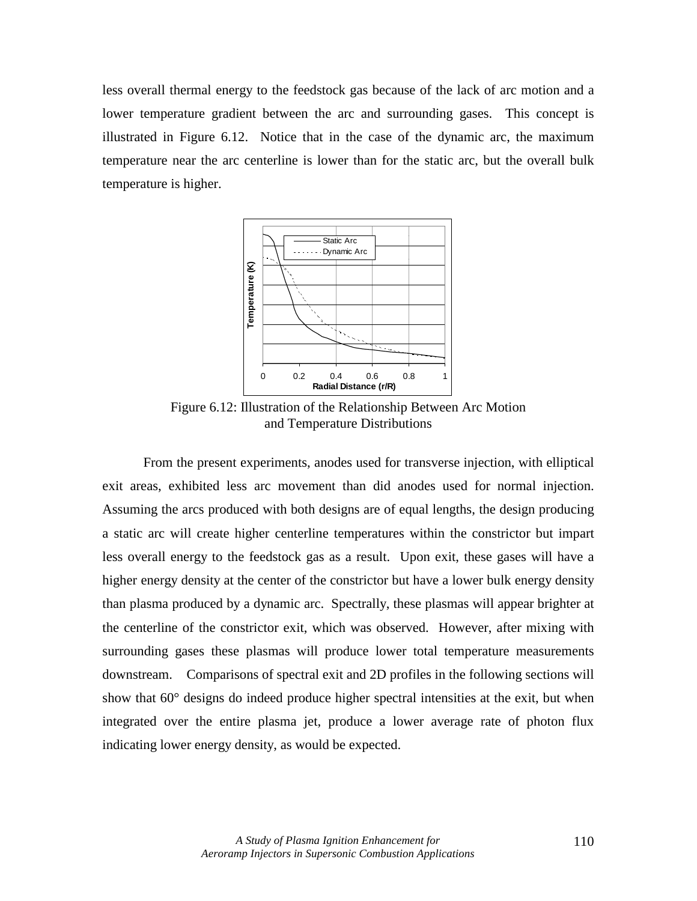less overall thermal energy to the feedstock gas because of the lack of arc motion and a lower temperature gradient between the arc and surrounding gases. This concept is illustrated in Figure 6.12. Notice that in the case of the dynamic arc, the maximum temperature near the arc centerline is lower than for the static arc, but the overall bulk temperature is higher.

Figure 6.12: Illustration of the Relationship Between Arc Motion and Temperature Distributions

From the present experiments, anodes used for transverse injection, with elliptical exit areas, exhibited less arc movement than did anodes used for normal injection. Assuming the arcs produced with both designs are of equal lengths, the design producing a static arc will create higher centerline temperatures within the constrictor but impart less overall energy to the feedstock gas as a result. Upon exit, these gases will have a higher energy density at the center of the constrictor but have a lower bulk energy density than plasma produced by a dynamic arc. Spectrally, these plasmas will appear brighter at the centerline of the constrictor exit, which was observed. However, after mixing with surrounding gases these plasmas will produce lower total temperature measurements downstream. Comparisons of spectral exit and 2D profiles in the following sections will show that 60° designs do indeed produce higher spectral intensities at the exit, but when integrated over the entire plasma jet, produce a lower average rate of photon flux indicating lower energy density, as would be expected.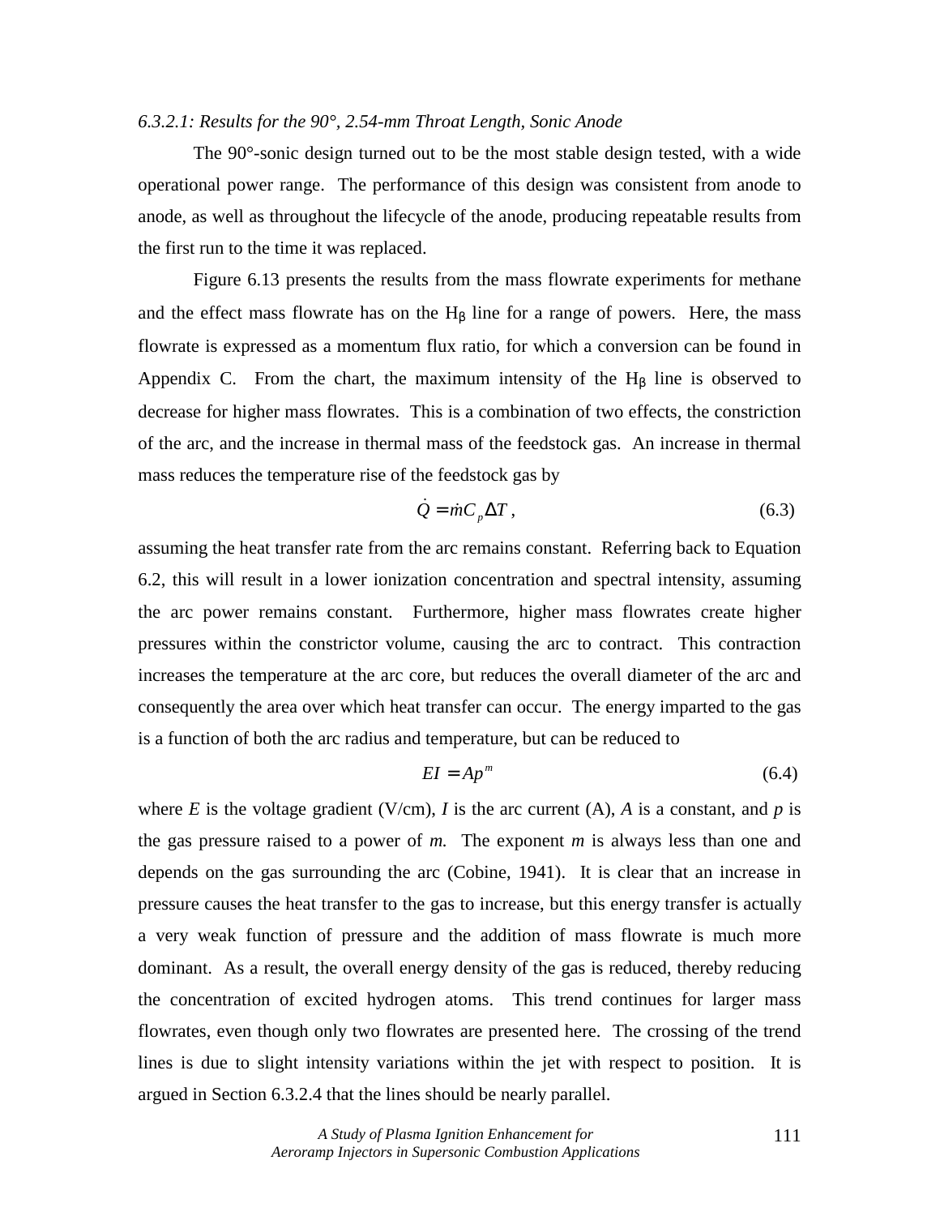#### *6.3.2.1: Results for the 90°, 2.54-mm Throat Length, Sonic Anode*

The 90°-sonic design turned out to be the most stable design tested, with a wide operational power range. The performance of this design was consistent from anode to anode, as well as throughout the lifecycle of the anode, producing repeatable results from the first run to the time it was replaced.

Figure 6.13 presents the results from the mass flowrate experiments for methane and the effect mass flowrate has on the $H_\beta$ line for a range of powers. Here, the mass flowrate is expressed as a momentum flux ratio, for which a conversion can be found in Appendix C. From the chart, the maximum intensity of the $H_\beta$ line is observed to decrease for higher mass flowrates. This is a combination of two effects, the constriction of the arc, and the increase in thermal mass of the feedstock gas. An increase in thermal mass reduces the temperature rise of the feedstock gas by

$$\dot{Q} = \dot{m} C_p \Delta T \,, \tag{6.3}$$

assuming the heat transfer rate from the arc remains constant. Referring back to Equation 6.2, this will result in a lower ionization concentration and spectral intensity, assuming the arc power remains constant. Furthermore, higher mass flowrates create higher pressures within the constrictor volume, causing the arc to contract. This contraction increases the temperature at the arc core, but reduces the overall diameter of the arc and consequently the area over which heat transfer can occur. The energy imparted to the gas is a function of both the arc radius and temperature, but can be reduced to

$$EI = Ap^m \tag{6.4}$$

where $E$ is the voltage gradient (V/cm), $I$ is the arc current (A), $A$ is a constant, and $p$ is the gas pressure raised to a power of $m$. The exponent $m$ is always less than one and depends on the gas surrounding the arc (Cobine, 1941). It is clear that an increase in pressure causes the heat transfer to the gas to increase, but this energy transfer is actually a very weak function of pressure and the addition of mass flowrate is much more dominant. As a result, the overall energy density of the gas is reduced, thereby reducing the concentration of excited hydrogen atoms. This trend continues for larger mass flowrates, even though only two flowrates are presented here. The crossing of the trend lines is due to slight intensity variations within the jet with respect to position. It is argued in Section 6.3.2.4 that the lines should be nearly parallel.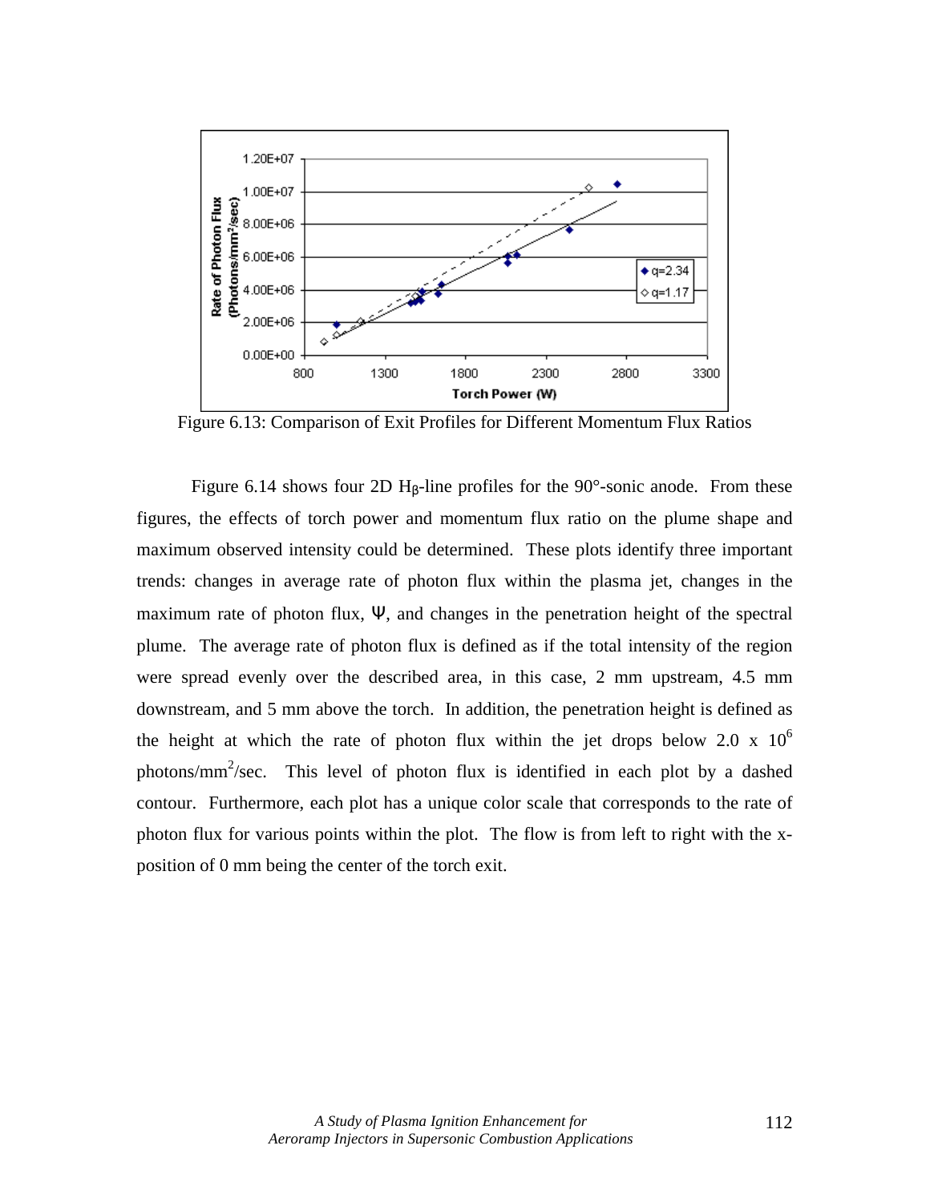Figure 6.13: Comparison of Exit Profiles for Different Momentum Flux Ratios

Figure 6.14 shows four 2D $H_\beta$-line profiles for the 90°-sonic anode. From these figures, the effects of torch power and momentum flux ratio on the plume shape and maximum observed intensity could be determined. These plots identify three important trends: changes in average rate of photon flux within the plasma jet, changes in the maximum rate of photon flux, $\Psi$, and changes in the penetration height of the spectral plume. The average rate of photon flux is defined as if the total intensity of the region were spread evenly over the described area, in this case, 2 mm upstream, 4.5 mm downstream, and 5 mm above the torch. In addition, the penetration height is defined as the height at which the rate of photon flux within the jet drops below $2.0 \times 10^6$ photons/mm$^2$/sec. This level of photon flux is identified in each plot by a dashed contour. Furthermore, each plot has a unique color scale that corresponds to the rate of photon flux for various points within the plot. The flow is from left to right with the x-position of 0 mm being the center of the torch exit.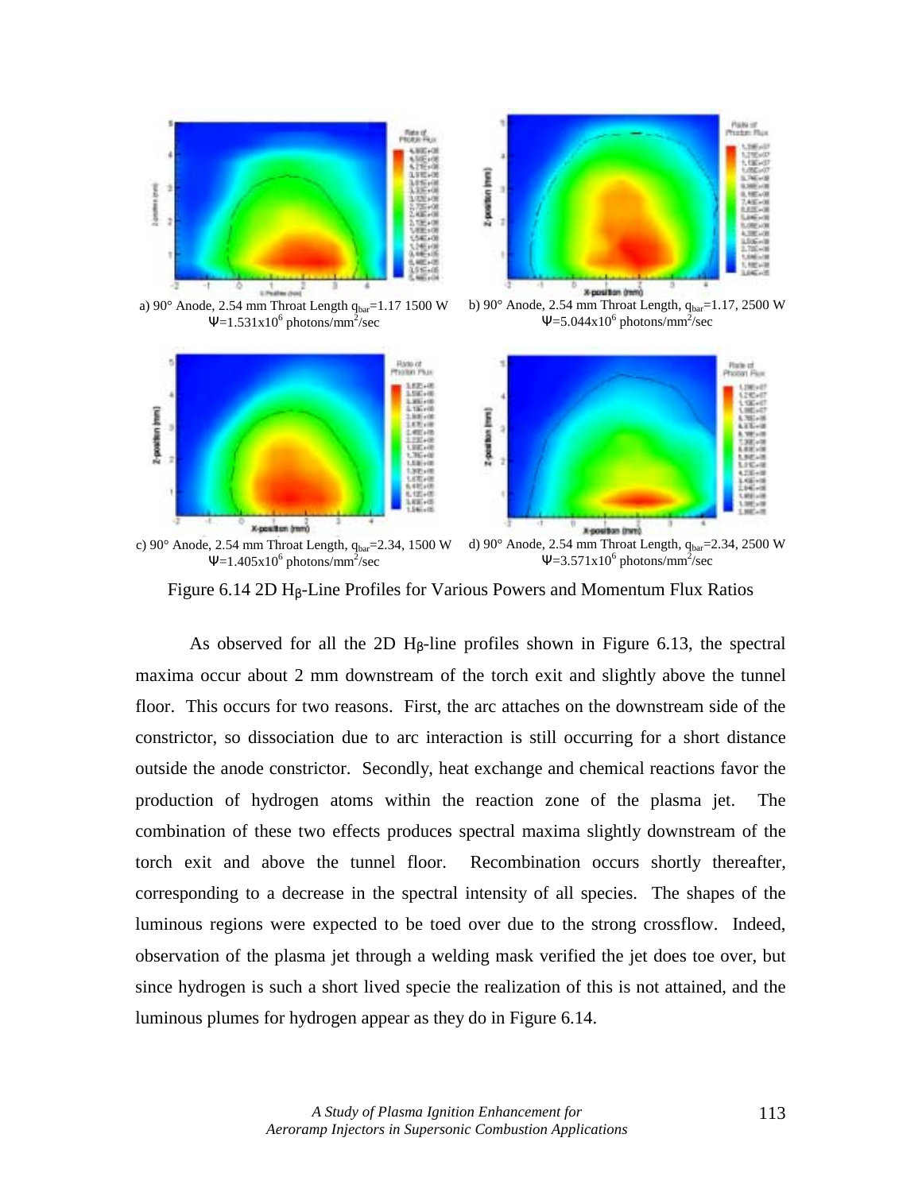a) 90° Anode, 2.54 mm Throat Length $q_{bar}$=1.17 1500 W $\Psi$=1.531x10$^6$ photons/mm$^2$/sec

b) 90° Anode, 2.54 mm Throat Length, $q_{bar}$=1.17, 2500 W $\Psi$=5.044x10$^6$ photons/mm$^2$/sec

c) 90° Anode, 2.54 mm Throat Length, $q_{bar}$=2.34, 1500 W $\Psi$=1.405x10$^6$ photons/mm$^2$/sec

d) 90° Anode, 2.54 mm Throat Length, $q_{bar}$=2.34, 2500 W $\Psi$=3.571x10$^6$ photons/mm$^2$/sec

Figure 6.14 2D $H_\beta$-Line Profiles for Various Powers and Momentum Flux Ratios

As observed for all the 2D $H_\beta$-line profiles shown in Figure 6.13, the spectral maxima occur about 2 mm downstream of the torch exit and slightly above the tunnel floor. This occurs for two reasons. First, the arc attaches on the downstream side of the constrictor, so dissociation due to arc interaction is still occurring for a short distance outside the anode constrictor. Secondly, heat exchange and chemical reactions favor the production of hydrogen atoms within the reaction zone of the plasma jet. The combination of these two effects produces spectral maxima slightly downstream of the torch exit and above the tunnel floor. Recombination occurs shortly thereafter, corresponding to a decrease in the spectral intensity of all species. The shapes of the luminous regions were expected to be toed over due to the strong crossflow. Indeed, observation of the plasma jet through a welding mask verified the jet does toe over, but since hydrogen is such a short lived specie the realization of this is not attained, and the luminous plumes for hydrogen appear as they do in Figure 6.14.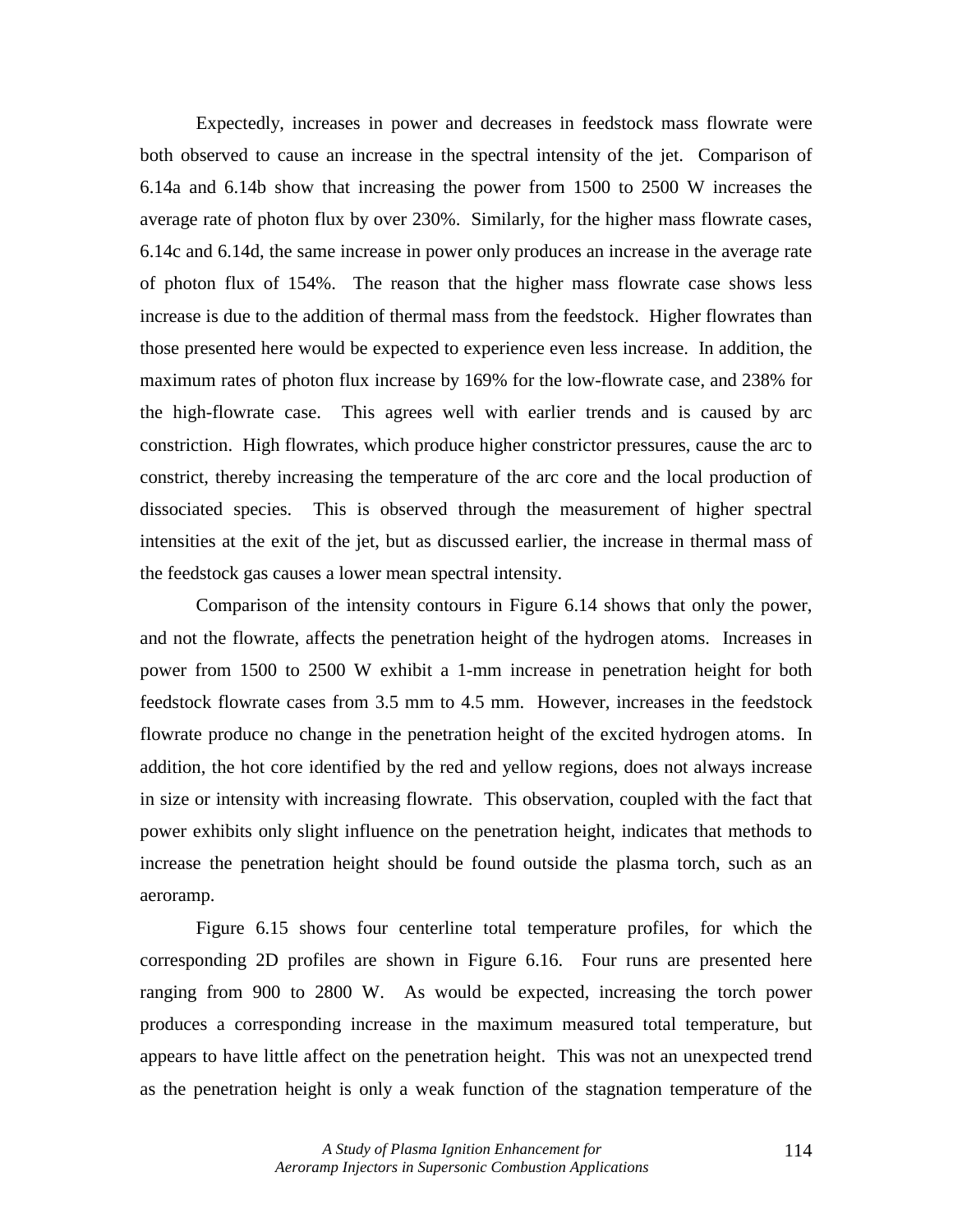Expectedly, increases in power and decreases in feedstock mass flowrate were both observed to cause an increase in the spectral intensity of the jet. Comparison of 6.14a and 6.14b show that increasing the power from 1500 to 2500 W increases the average rate of photon flux by over 230%. Similarly, for the higher mass flowrate cases, 6.14c and 6.14d, the same increase in power only produces an increase in the average rate of photon flux of 154%. The reason that the higher mass flowrate case shows less increase is due to the addition of thermal mass from the feedstock. Higher flowrates than those presented here would be expected to experience even less increase. In addition, the maximum rates of photon flux increase by 169% for the low-flowrate case, and 238% for the high-flowrate case. This agrees well with earlier trends and is caused by arc constriction. High flowrates, which produce higher constrictor pressures, cause the arc to constrict, thereby increasing the temperature of the arc core and the local production of dissociated species. This is observed through the measurement of higher spectral intensities at the exit of the jet, but as discussed earlier, the increase in thermal mass of the feedstock gas causes a lower mean spectral intensity.

Comparison of the intensity contours in Figure 6.14 shows that only the power, and not the flowrate, affects the penetration height of the hydrogen atoms. Increases in power from 1500 to 2500 W exhibit a 1-mm increase in penetration height for both feedstock flowrate cases from 3.5 mm to 4.5 mm. However, increases in the feedstock flowrate produce no change in the penetration height of the excited hydrogen atoms. In addition, the hot core identified by the red and yellow regions, does not always increase in size or intensity with increasing flowrate. This observation, coupled with the fact that power exhibits only slight influence on the penetration height, indicates that methods to increase the penetration height should be found outside the plasma torch, such as an aeroramp.

Figure 6.15 shows four centerline total temperature profiles, for which the corresponding 2D profiles are shown in Figure 6.16. Four runs are presented here ranging from 900 to 2800 W. As would be expected, increasing the torch power produces a corresponding increase in the maximum measured total temperature, but appears to have little affect on the penetration height. This was not an unexpected trend as the penetration height is only a weak function of the stagnation temperature of the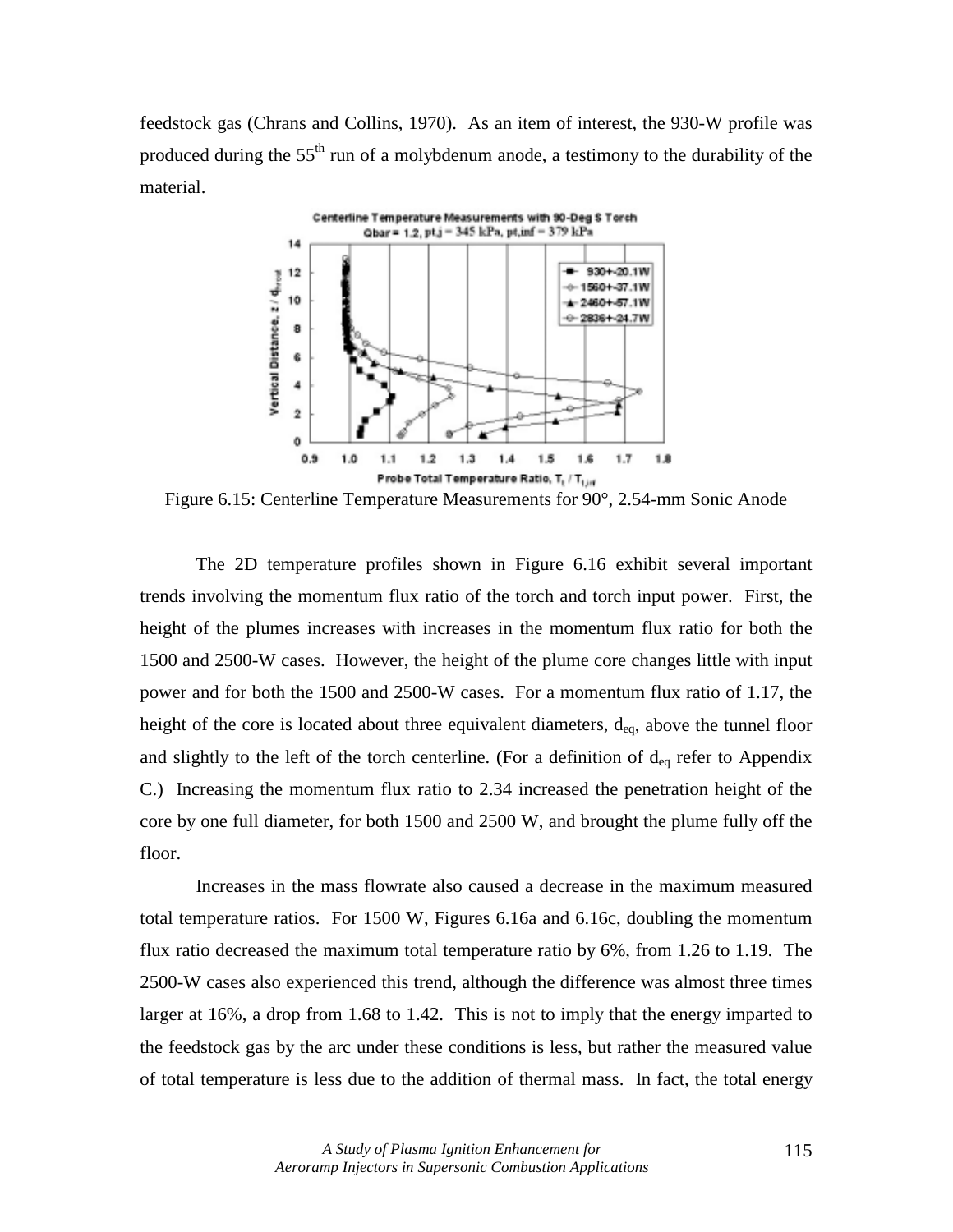feedstock gas (Chrans and Collins, 1970). As an item of interest, the 930-W profile was produced during the 55th run of a molybdenum anode, a testimony to the durability of the material.

Figure 6.15: Centerline Temperature Measurements for 90°, 2.54-mm Sonic Anode

The 2D temperature profiles shown in Figure 6.16 exhibit several important trends involving the momentum flux ratio of the torch and torch input power. First, the height of the plumes increases with increases in the momentum flux ratio for both the 1500 and 2500-W cases. However, the height of the plume core changes little with input power and for both the 1500 and 2500-W cases. For a momentum flux ratio of 1.17, the height of the core is located about three equivalent diameters, $d_{eq}$, above the tunnel floor and slightly to the left of the torch centerline. (For a definition of $d_{eq}$ refer to Appendix C.) Increasing the momentum flux ratio to 2.34 increased the penetration height of the core by one full diameter, for both 1500 and 2500 W, and brought the plume fully off the floor.

Increases in the mass flowrate also caused a decrease in the maximum measured total temperature ratios. For 1500 W, Figures 6.16a and 6.16c, doubling the momentum flux ratio decreased the maximum total temperature ratio by 6%, from 1.26 to 1.19. The 2500-W cases also experienced this trend, although the difference was almost three times larger at 16%, a drop from 1.68 to 1.42. This is not to imply that the energy imparted to the feedstock gas by the arc under these conditions is less, but rather the measured value of total temperature is less due to the addition of thermal mass. In fact, the total energy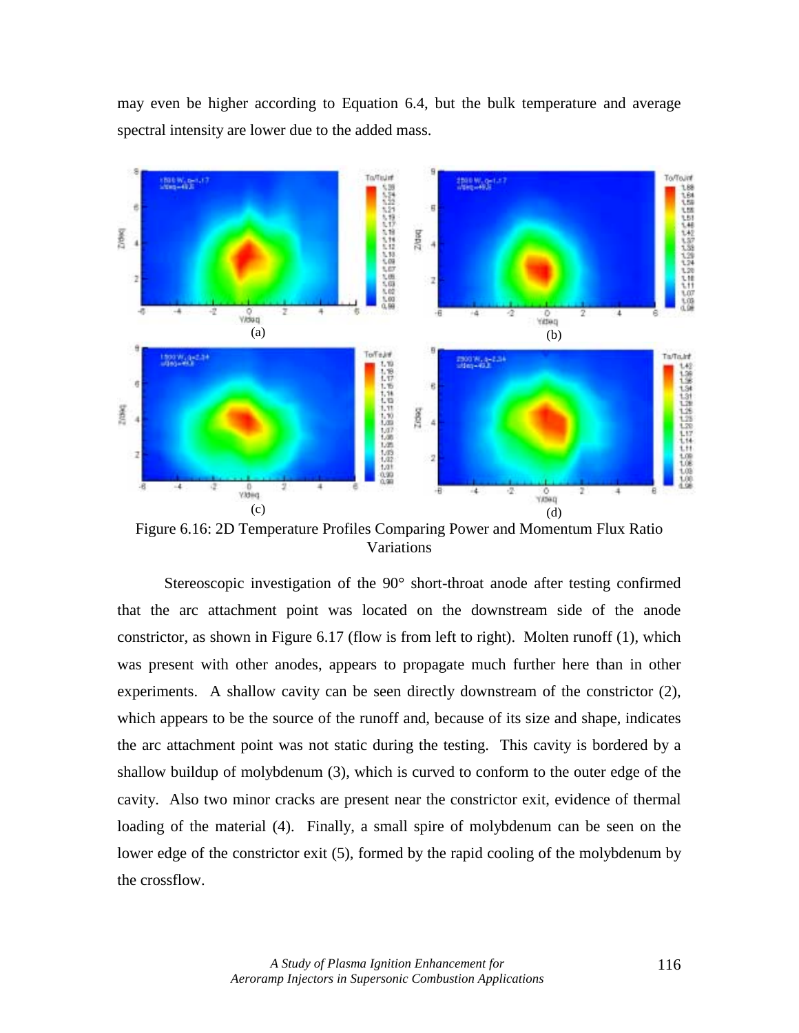may even be higher according to Equation 6.4, but the bulk temperature and average spectral intensity are lower due to the added mass.

Figure 6.16: 2D Temperature Profiles Comparing Power and Momentum Flux Ratio Variations

Stereoscopic investigation of the 90° short-throat anode after testing confirmed that the arc attachment point was located on the downstream side of the anode constrictor, as shown in Figure 6.17 (flow is from left to right). Molten runoff (1), which was present with other anodes, appears to propagate much further here than in other experiments. A shallow cavity can be seen directly downstream of the constrictor (2), which appears to be the source of the runoff and, because of its size and shape, indicates the arc attachment point was not static during the testing. This cavity is bordered by a shallow buildup of molybdenum (3), which is curved to conform to the outer edge of the cavity. Also two minor cracks are present near the constrictor exit, evidence of thermal loading of the material (4). Finally, a small spire of molybdenum can be seen on the lower edge of the constrictor exit (5), formed by the rapid cooling of the molybdenum by the crossflow.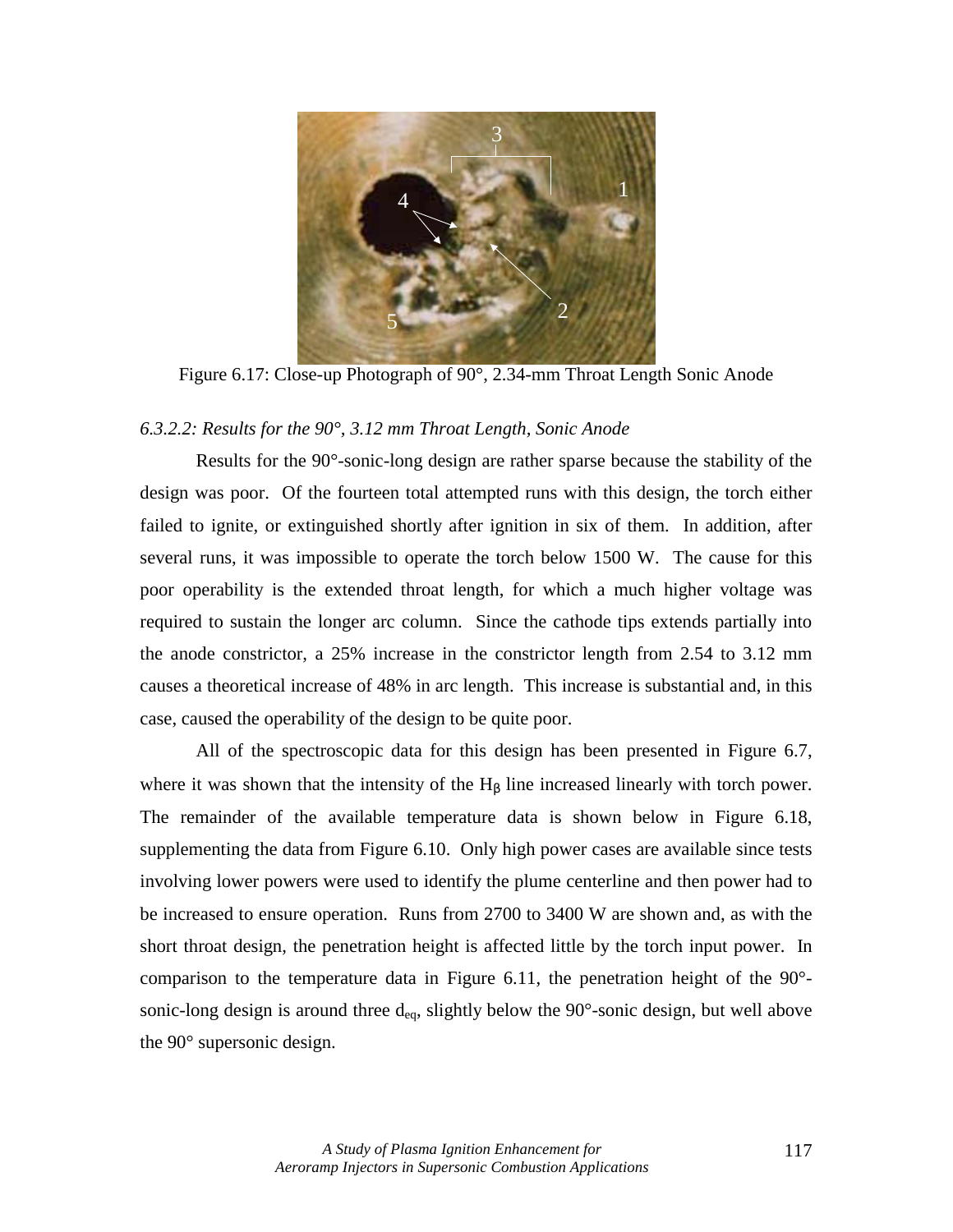Figure 6.17: Close-up Photograph of 90°, 2.34-mm Throat Length Sonic Anode

*6.3.2.2: Results for the 90°, 3.12 mm Throat Length, Sonic Anode*

Results for the 90°-sonic-long design are rather sparse because the stability of the design was poor. Of the fourteen total attempted runs with this design, the torch either failed to ignite, or extinguished shortly after ignition in six of them. In addition, after several runs, it was impossible to operate the torch below 1500 W. The cause for this poor operability is the extended throat length, for which a much higher voltage was required to sustain the longer arc column. Since the cathode tips extends partially into the anode constrictor, a 25% increase in the constrictor length from 2.54 to 3.12 mm causes a theoretical increase of 48% in arc length. This increase is substantial and, in this case, caused the operability of the design to be quite poor.

All of the spectroscopic data for this design has been presented in Figure 6.7, where it was shown that the intensity of the $H_\beta$ line increased linearly with torch power. The remainder of the available temperature data is shown below in Figure 6.18, supplementing the data from Figure 6.10. Only high power cases are available since tests involving lower powers were used to identify the plume centerline and then power had to be increased to ensure operation. Runs from 2700 to 3400 W are shown and, as with the short throat design, the penetration height is affected little by the torch input power. In comparison to the temperature data in Figure 6.11, the penetration height of the 90°-sonic-long design is around three $d_{eq}$, slightly below the 90°-sonic design, but well above the 90° supersonic design.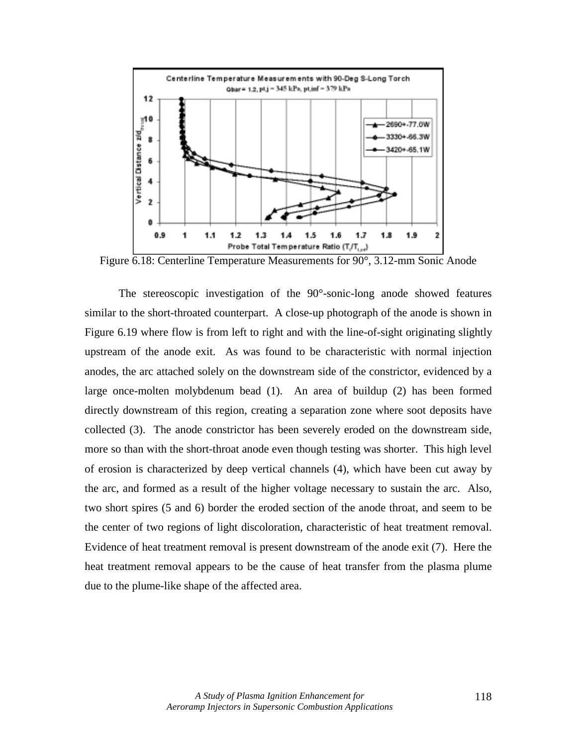Figure 6.18: Centerline Temperature Measurements for 90°, 3.12-mm Sonic Anode

The stereoscopic investigation of the 90°-sonic-long anode showed features similar to the short-throated counterpart. A close-up photograph of the anode is shown in Figure 6.19 where flow is from left to right and with the line-of-sight originating slightly upstream of the anode exit. As was found to be characteristic with normal injection anodes, the arc attached solely on the downstream side of the constrictor, evidenced by a large once-molten molybdenum bead (1). An area of buildup (2) has been formed directly downstream of this region, creating a separation zone where soot deposits have collected (3). The anode constrictor has been severely eroded on the downstream side, more so than with the short-throat anode even though testing was shorter. This high level of erosion is characterized by deep vertical channels (4), which have been cut away by the arc, and formed as a result of the higher voltage necessary to sustain the arc. Also, two short spires (5 and 6) border the eroded section of the anode throat, and seem to be the center of two regions of light discoloration, characteristic of heat treatment removal. Evidence of heat treatment removal is present downstream of the anode exit (7). Here the heat treatment removal appears to be the cause of heat transfer from the plasma plume due to the plume-like shape of the affected area.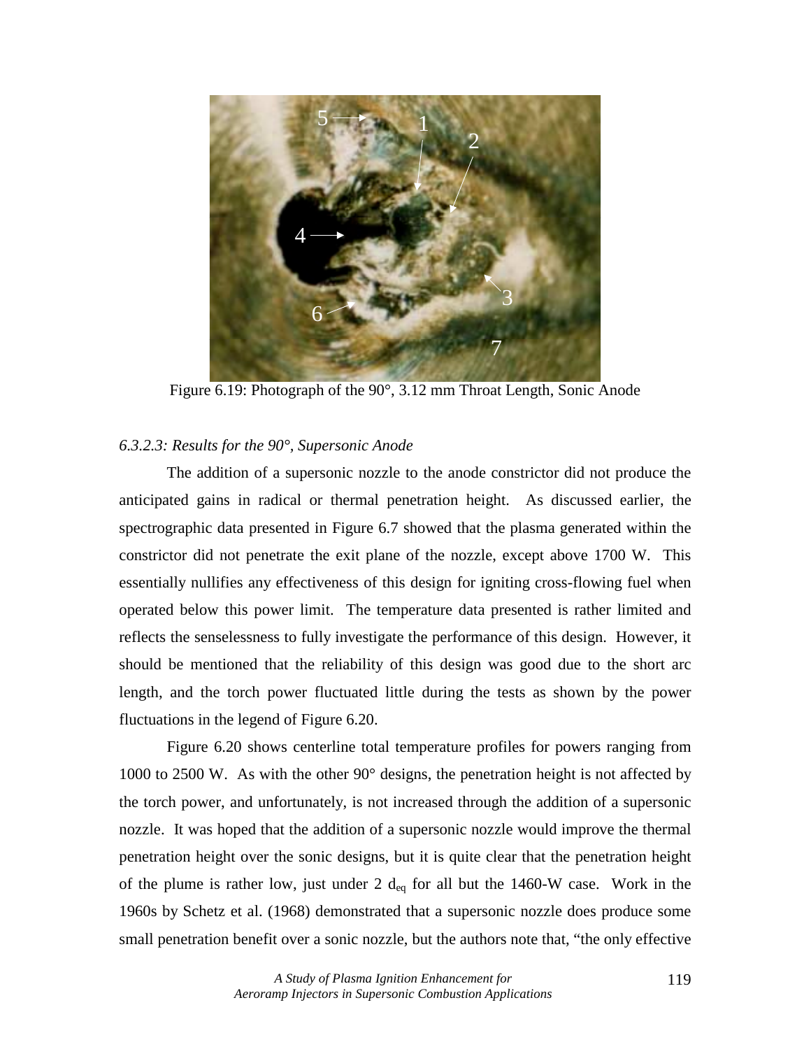Figure 6.19: Photograph of the 90°, 3.12 mm Throat Length, Sonic Anode

*6.3.2.3: Results for the 90°, Supersonic Anode*

The addition of a supersonic nozzle to the anode constrictor did not produce the anticipated gains in radical or thermal penetration height. As discussed earlier, the spectrographic data presented in Figure 6.7 showed that the plasma generated within the constrictor did not penetrate the exit plane of the nozzle, except above 1700 W. This essentially nullifies any effectiveness of this design for igniting cross-flowing fuel when operated below this power limit. The temperature data presented is rather limited and reflects the senselessness to fully investigate the performance of this design. However, it should be mentioned that the reliability of this design was good due to the short arc length, and the torch power fluctuated little during the tests as shown by the power fluctuations in the legend of Figure 6.20.

Figure 6.20 shows centerline total temperature profiles for powers ranging from 1000 to 2500 W. As with the other 90° designs, the penetration height is not affected by the torch power, and unfortunately, is not increased through the addition of a supersonic nozzle. It was hoped that the addition of a supersonic nozzle would improve the thermal penetration height over the sonic designs, but it is quite clear that the penetration height of the plume is rather low, just under 2 $d_{eq}$ for all but the 1460-W case. Work in the 1960s by Schetz et al. (1968) demonstrated that a supersonic nozzle does produce some small penetration benefit over a sonic nozzle, but the authors note that, "the only effective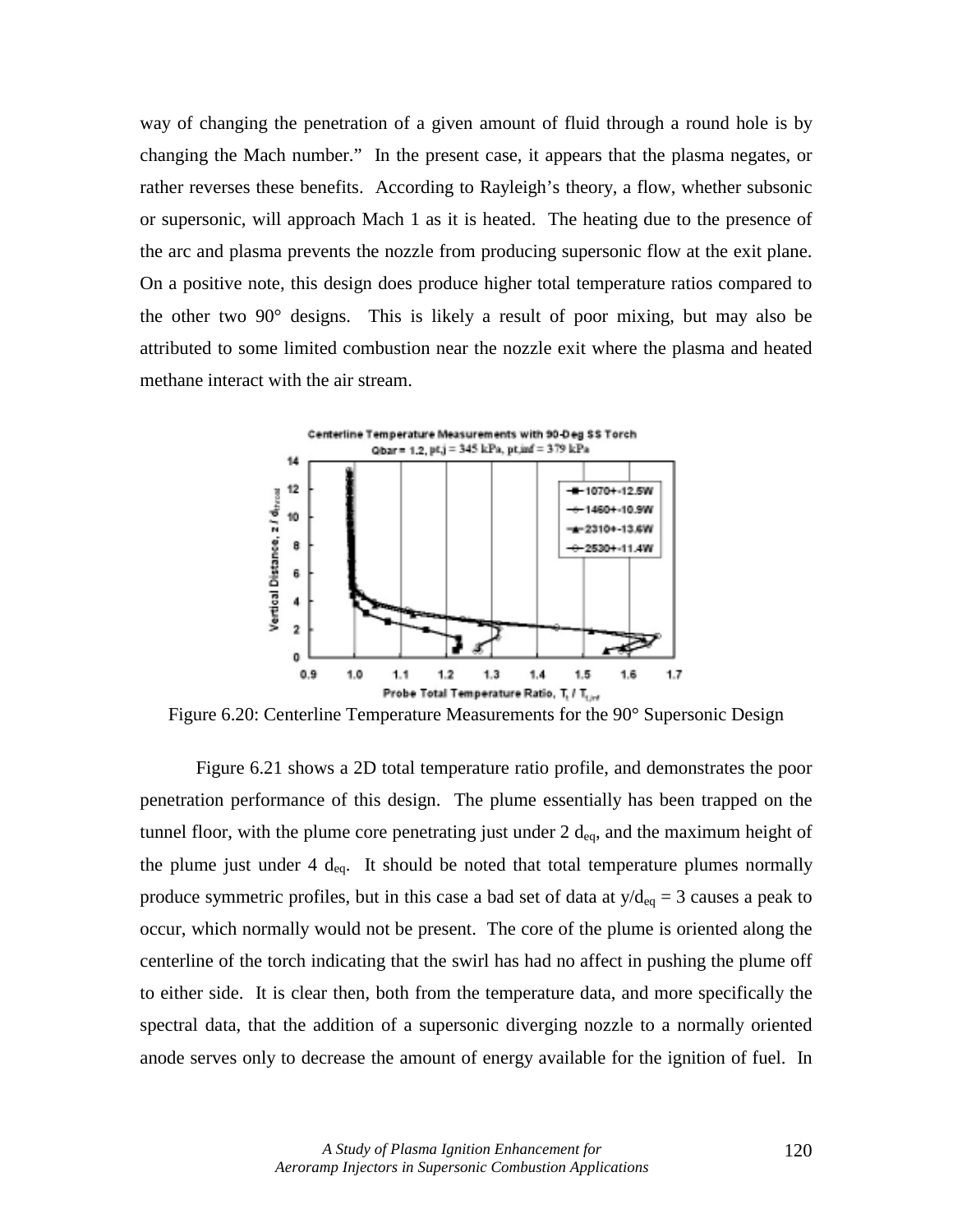way of changing the penetration of a given amount of fluid through a round hole is by changing the Mach number." In the present case, it appears that the plasma negates, or rather reverses these benefits. According to Rayleigh's theory, a flow, whether subsonic or supersonic, will approach Mach 1 as it is heated. The heating due to the presence of the arc and plasma prevents the nozzle from producing supersonic flow at the exit plane. On a positive note, this design does produce higher total temperature ratios compared to the other two 90° designs. This is likely a result of poor mixing, but may also be attributed to some limited combustion near the nozzle exit where the plasma and heated methane interact with the air stream.

Figure 6.20: Centerline Temperature Measurements for the 90° Supersonic Design

Figure 6.21 shows a 2D total temperature ratio profile, and demonstrates the poor penetration performance of this design. The plume essentially has been trapped on the tunnel floor, with the plume core penetrating just under 2 $d_{eq}$, and the maximum height of the plume just under 4 $d_{eq}$. It should be noted that total temperature plumes normally produce symmetric profiles, but in this case a bad set of data at $y/d_{eq} = 3$ causes a peak to occur, which normally would not be present. The core of the plume is oriented along the centerline of the torch indicating that the swirl has had no affect in pushing the plume off to either side. It is clear then, both from the temperature data, and more specifically the spectral data, that the addition of a supersonic diverging nozzle to a normally oriented anode serves only to decrease the amount of energy available for the ignition of fuel. In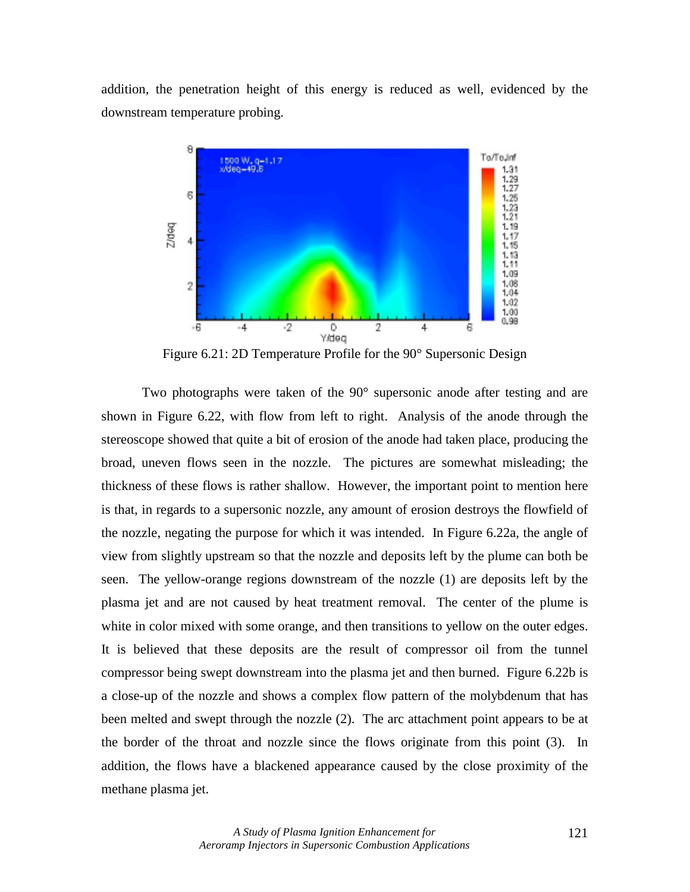addition, the penetration height of this energy is reduced as well, evidenced by the downstream temperature probing.

Figure 6.21: 2D Temperature Profile for the 90° Supersonic Design

Two photographs were taken of the 90° supersonic anode after testing and are shown in Figure 6.22, with flow from left to right. Analysis of the anode through the stereoscope showed that quite a bit of erosion of the anode had taken place, producing the broad, uneven flows seen in the nozzle. The pictures are somewhat misleading; the thickness of these flows is rather shallow. However, the important point to mention here is that, in regards to a supersonic nozzle, any amount of erosion destroys the flowfield of the nozzle, negating the purpose for which it was intended. In Figure 6.22a, the angle of view from slightly upstream so that the nozzle and deposits left by the plume can both be seen. The yellow-orange regions downstream of the nozzle (1) are deposits left by the plasma jet and are not caused by heat treatment removal. The center of the plume is white in color mixed with some orange, and then transitions to yellow on the outer edges. It is believed that these deposits are the result of compressor oil from the tunnel compressor being swept downstream into the plasma jet and then burned. Figure 6.22b is a close-up of the nozzle and shows a complex flow pattern of the molybdenum that has been melted and swept through the nozzle (2). The arc attachment point appears to be at the border of the throat and nozzle since the flows originate from this point (3). In addition, the flows have a blackened appearance caused by the close proximity of the methane plasma jet.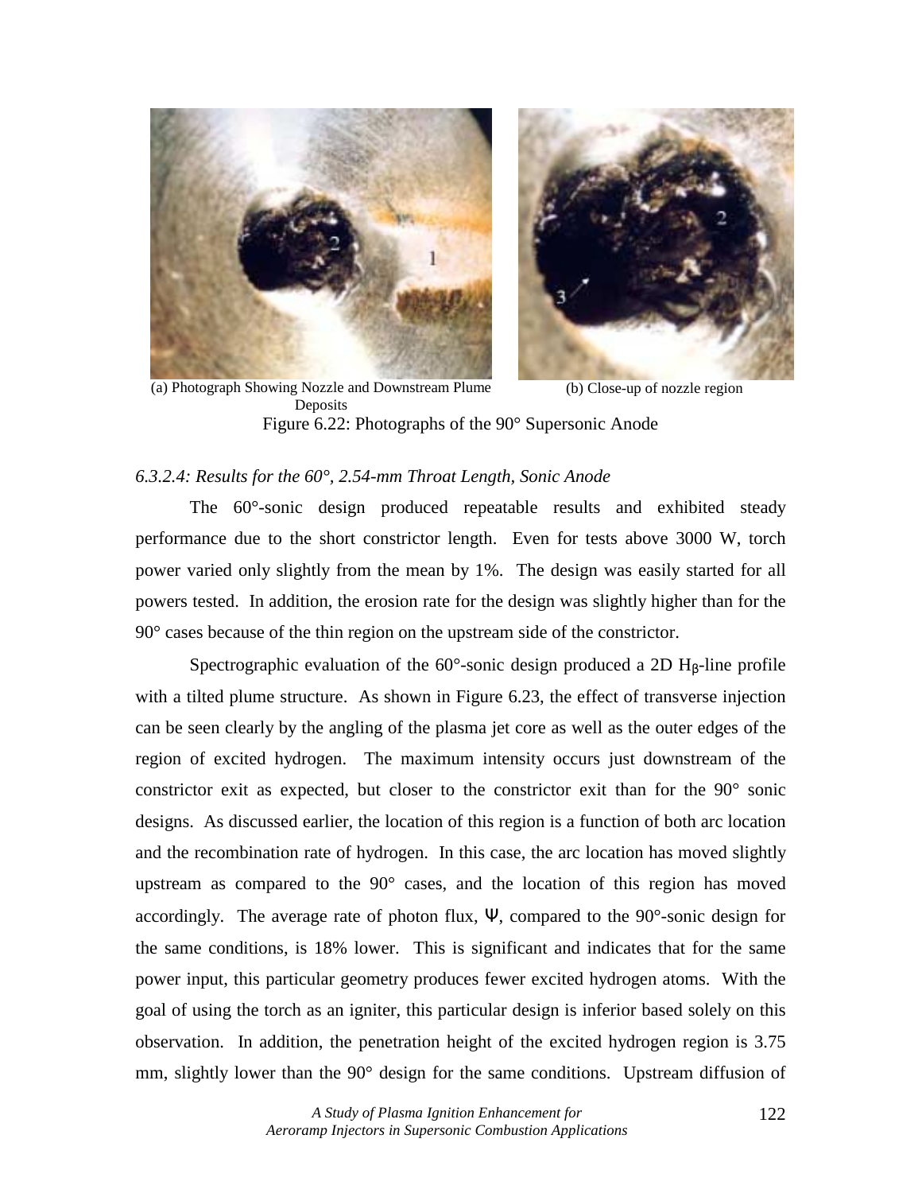(a) Photograph Showing Nozzle and Downstream Plume Deposits

(b) Close-up of nozzle region

Figure 6.22: Photographs of the 90° Supersonic Anode

*6.3.2.4: Results for the 60°, 2.54-mm Throat Length, Sonic Anode*

The 60°-sonic design produced repeatable results and exhibited steady performance due to the short constrictor length. Even for tests above 3000 W, torch power varied only slightly from the mean by 1%. The design was easily started for all powers tested. In addition, the erosion rate for the design was slightly higher than for the 90° cases because of the thin region on the upstream side of the constrictor.

Spectrographic evaluation of the 60°-sonic design produced a 2D $H_\beta$-line profile with a tilted plume structure. As shown in Figure 6.23, the effect of transverse injection can be seen clearly by the angling of the plasma jet core as well as the outer edges of the region of excited hydrogen. The maximum intensity occurs just downstream of the constrictor exit as expected, but closer to the constrictor exit than for the 90° sonic designs. As discussed earlier, the location of this region is a function of both arc location and the recombination rate of hydrogen. In this case, the arc location has moved slightly upstream as compared to the 90° cases, and the location of this region has moved accordingly. The average rate of photon flux, $\Psi$, compared to the 90°-sonic design for the same conditions, is 18% lower. This is significant and indicates that for the same power input, this particular geometry produces fewer excited hydrogen atoms. With the goal of using the torch as an igniter, this particular design is inferior based solely on this observation. In addition, the penetration height of the excited hydrogen region is 3.75 mm, slightly lower than the 90° design for the same conditions. Upstream diffusion of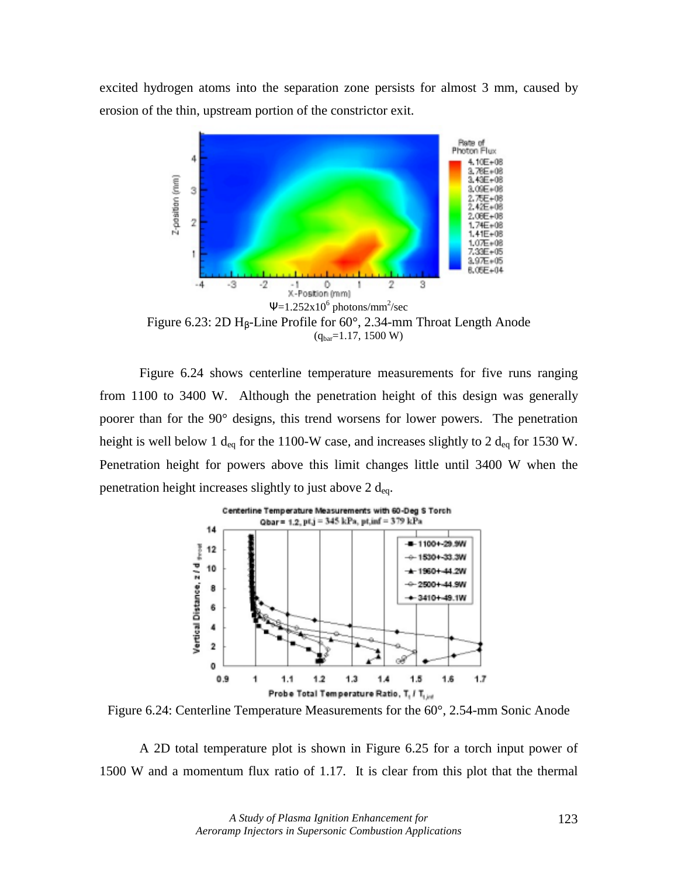excited hydrogen atoms into the separation zone persists for almost 3 mm, caused by erosion of the thin, upstream portion of the constrictor exit.

$\Psi$=1.252x10$^6$ photons/mm$^2$/sec

Figure 6.23: 2D H$_\beta$-Line Profile for 60°, 2.34-mm Throat Length Anode
($q_{bar}$=1.17, 1500 W)

Figure 6.24 shows centerline temperature measurements for five runs ranging from 1100 to 3400 W. Although the penetration height of this design was generally poorer than for the 90° designs, this trend worsens for lower powers. The penetration height is well below 1 $d_{eq}$ for the 1100-W case, and increases slightly to 2 $d_{eq}$ for 1530 W. Penetration height for powers above this limit changes little until 3400 W when the penetration height increases slightly to just above 2 $d_{eq}$.

Figure 6.24: Centerline Temperature Measurements for the 60°, 2.54-mm Sonic Anode

A 2D total temperature plot is shown in Figure 6.25 for a torch input power of 1500 W and a momentum flux ratio of 1.17. It is clear from this plot that the thermal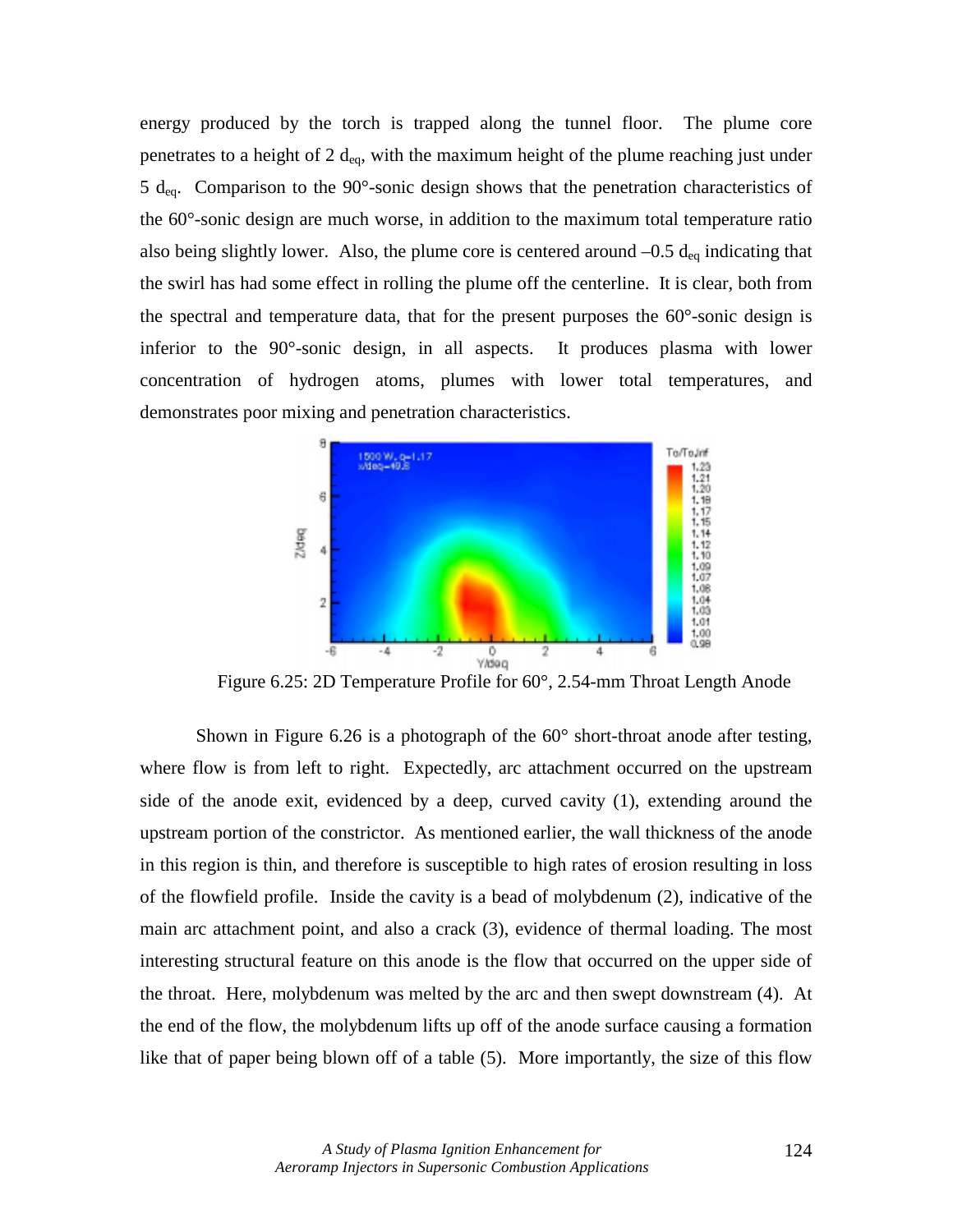energy produced by the torch is trapped along the tunnel floor. The plume core penetrates to a height of 2 $d_{eq}$, with the maximum height of the plume reaching just under 5 $d_{eq}$. Comparison to the 90°-sonic design shows that the penetration characteristics of the 60°-sonic design are much worse, in addition to the maximum total temperature ratio also being slightly lower. Also, the plume core is centered around –0.5 $d_{eq}$ indicating that the swirl has had some effect in rolling the plume off the centerline. It is clear, both from the spectral and temperature data, that for the present purposes the 60°-sonic design is inferior to the 90°-sonic design, in all aspects. It produces plasma with lower concentration of hydrogen atoms, plumes with lower total temperatures, and demonstrates poor mixing and penetration characteristics.

Figure 6.25: 2D Temperature Profile for 60°, 2.54-mm Throat Length Anode

Shown in Figure 6.26 is a photograph of the 60° short-throat anode after testing, where flow is from left to right. Expectedly, arc attachment occurred on the upstream side of the anode exit, evidenced by a deep, curved cavity (1), extending around the upstream portion of the constrictor. As mentioned earlier, the wall thickness of the anode in this region is thin, and therefore is susceptible to high rates of erosion resulting in loss of the flowfield profile. Inside the cavity is a bead of molybdenum (2), indicative of the main arc attachment point, and also a crack (3), evidence of thermal loading. The most interesting structural feature on this anode is the flow that occurred on the upper side of the throat. Here, molybdenum was melted by the arc and then swept downstream (4). At the end of the flow, the molybdenum lifts up off of the anode surface causing a formation like that of paper being blown off of a table (5). More importantly, the size of this flow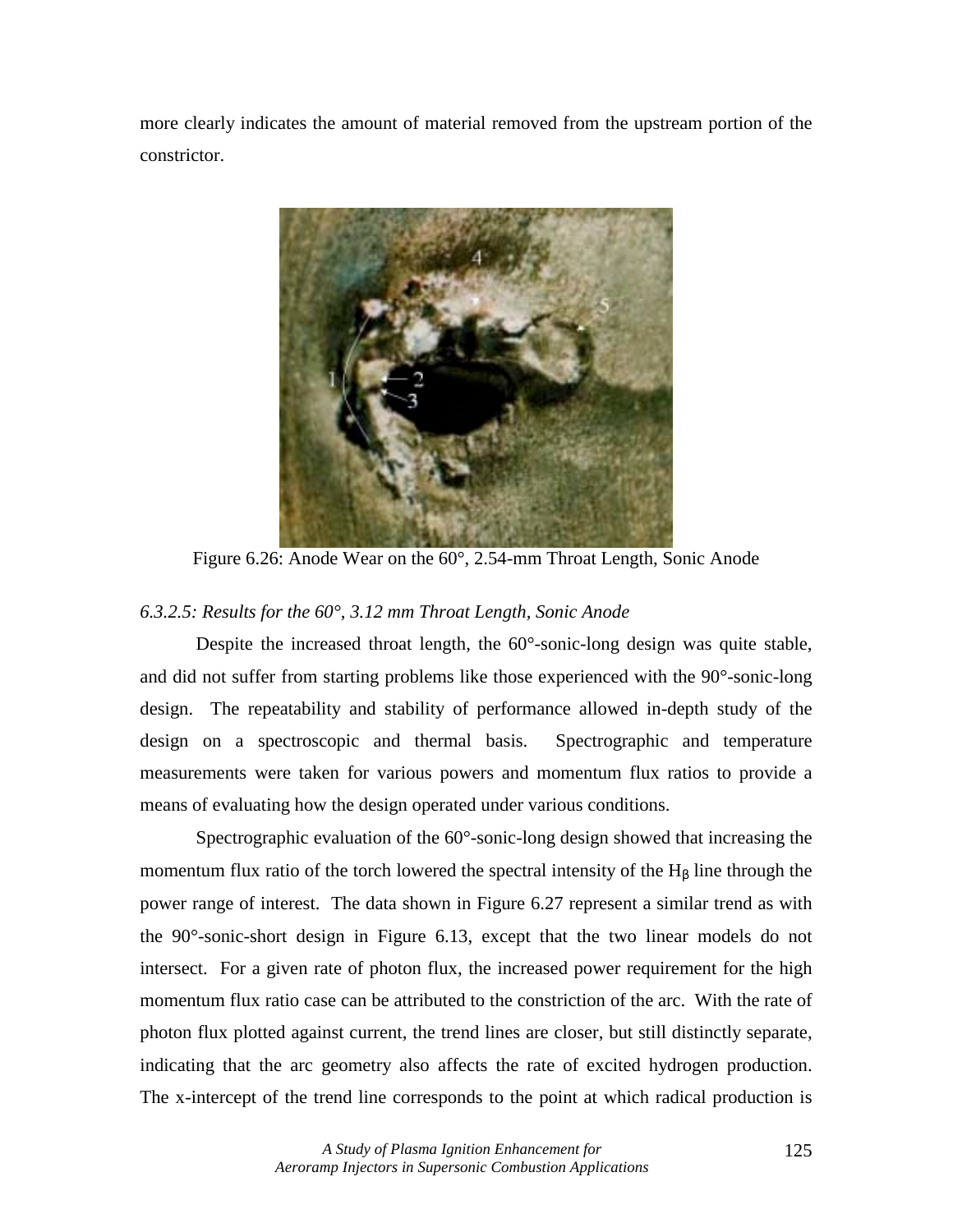more clearly indicates the amount of material removed from the upstream portion of the constrictor.

Figure 6.26: Anode Wear on the 60°, 2.54-mm Throat Length, Sonic Anode

*6.3.2.5: Results for the 60°, 3.12 mm Throat Length, Sonic Anode*

Despite the increased throat length, the 60°-sonic-long design was quite stable, and did not suffer from starting problems like those experienced with the 90°-sonic-long design. The repeatability and stability of performance allowed in-depth study of the design on a spectroscopic and thermal basis. Spectrographic and temperature measurements were taken for various powers and momentum flux ratios to provide a means of evaluating how the design operated under various conditions.

Spectrographic evaluation of the 60°-sonic-long design showed that increasing the momentum flux ratio of the torch lowered the spectral intensity of the $H_\beta$ line through the power range of interest. The data shown in Figure 6.27 represent a similar trend as with the 90°-sonic-short design in Figure 6.13, except that the two linear models do not intersect. For a given rate of photon flux, the increased power requirement for the high momentum flux ratio case can be attributed to the constriction of the arc. With the rate of photon flux plotted against current, the trend lines are closer, but still distinctly separate, indicating that the arc geometry also affects the rate of excited hydrogen production. The x-intercept of the trend line corresponds to the point at which radical production is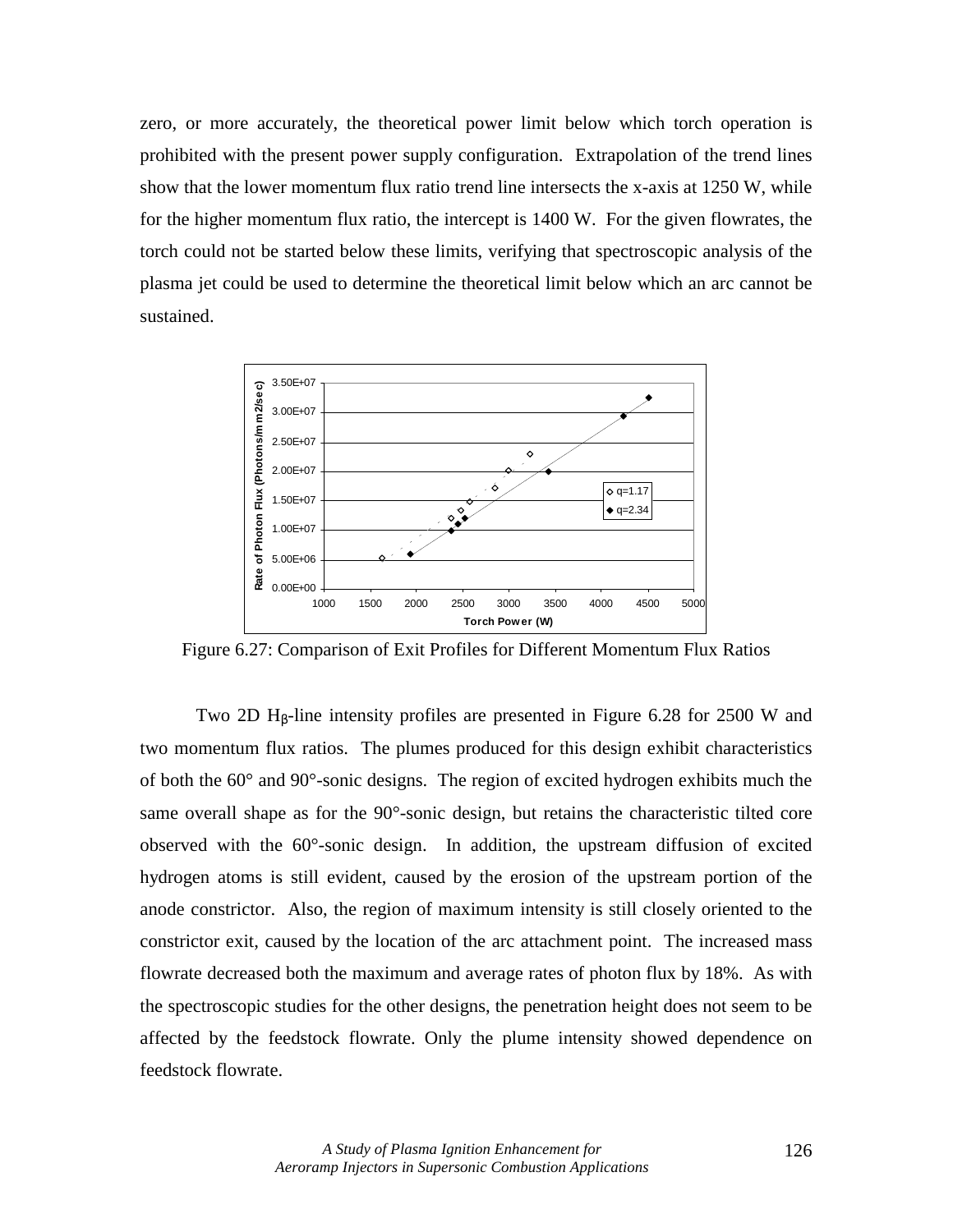zero, or more accurately, the theoretical power limit below which torch operation is prohibited with the present power supply configuration. Extrapolation of the trend lines show that the lower momentum flux ratio trend line intersects the x-axis at 1250 W, while for the higher momentum flux ratio, the intercept is 1400 W. For the given flowrates, the torch could not be started below these limits, verifying that spectroscopic analysis of the plasma jet could be used to determine the theoretical limit below which an arc cannot be sustained.

Figure 6.27: Comparison of Exit Profiles for Different Momentum Flux Ratios

Two 2D $H_\beta$-line intensity profiles are presented in Figure 6.28 for 2500 W and two momentum flux ratios. The plumes produced for this design exhibit characteristics of both the 60° and 90°-sonic designs. The region of excited hydrogen exhibits much the same overall shape as for the 90°-sonic design, but retains the characteristic tilted core observed with the 60°-sonic design. In addition, the upstream diffusion of excited hydrogen atoms is still evident, caused by the erosion of the upstream portion of the anode constrictor. Also, the region of maximum intensity is still closely oriented to the constrictor exit, caused by the location of the arc attachment point. The increased mass flowrate decreased both the maximum and average rates of photon flux by 18%. As with the spectroscopic studies for the other designs, the penetration height does not seem to be affected by the feedstock flowrate. Only the plume intensity showed dependence on feedstock flowrate.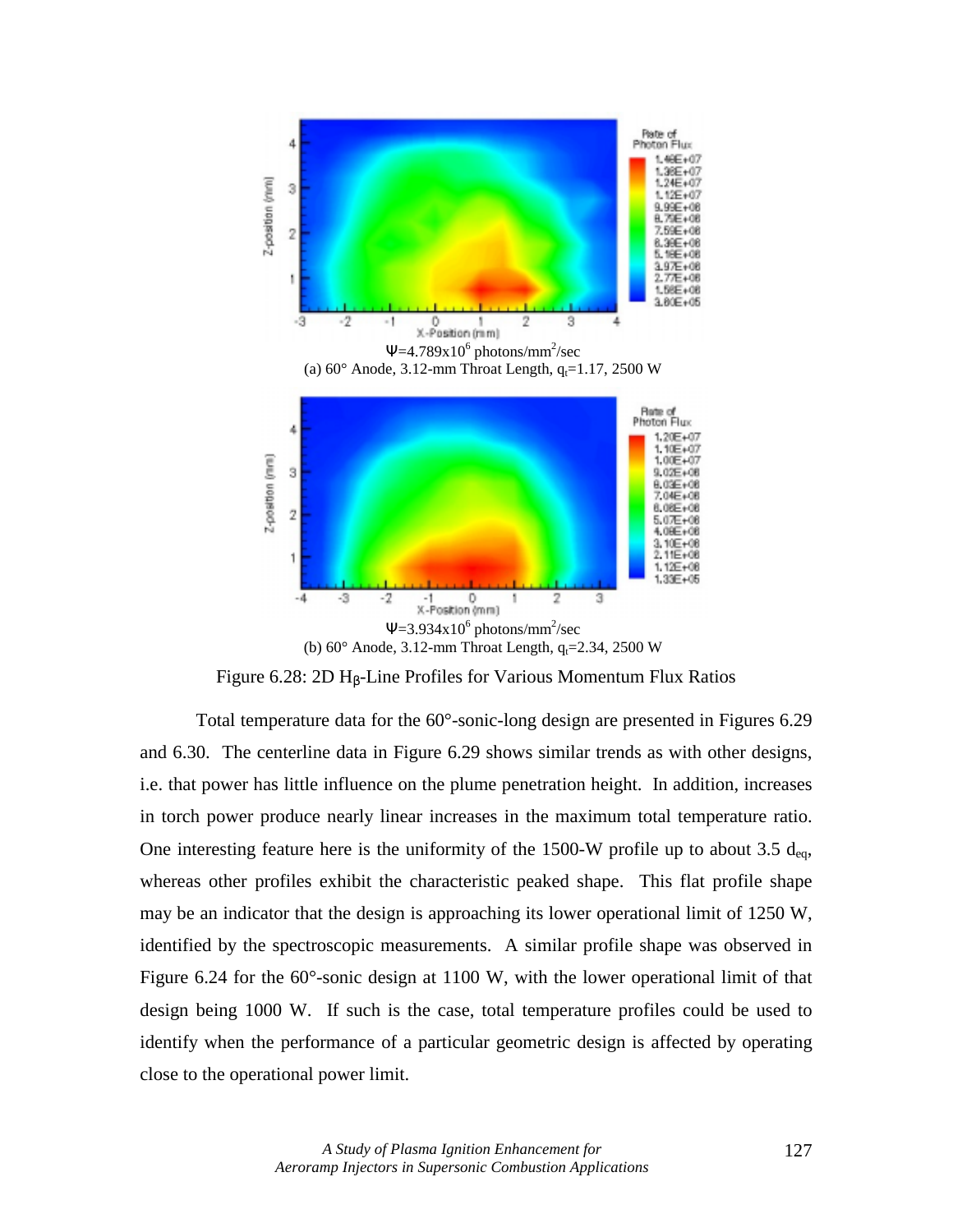$\Psi$=4.789x10$^{6}$ photons/mm$^{2}$/sec

(a) 60° Anode, 3.12-mm Throat Length, $q_t$=1.17, 2500 W

$\Psi$=3.934x10$^{6}$ photons/mm$^{2}$/sec

(b) 60° Anode, 3.12-mm Throat Length, $q_t$=2.34, 2500 W

Figure 6.28: 2D $H_\beta$-Line Profiles for Various Momentum Flux Ratios

Total temperature data for the 60°-sonic-long design are presented in Figures 6.29 and 6.30. The centerline data in Figure 6.29 shows similar trends as with other designs, i.e. that power has little influence on the plume penetration height. In addition, increases in torch power produce nearly linear increases in the maximum total temperature ratio. One interesting feature here is the uniformity of the 1500-W profile up to about 3.5 $d_{eq}$, whereas other profiles exhibit the characteristic peaked shape. This flat profile shape may be an indicator that the design is approaching its lower operational limit of 1250 W, identified by the spectroscopic measurements. A similar profile shape was observed in Figure 6.24 for the 60°-sonic design at 1100 W, with the lower operational limit of that design being 1000 W. If such is the case, total temperature profiles could be used to identify when the performance of a particular geometric design is affected by operating close to the operational power limit.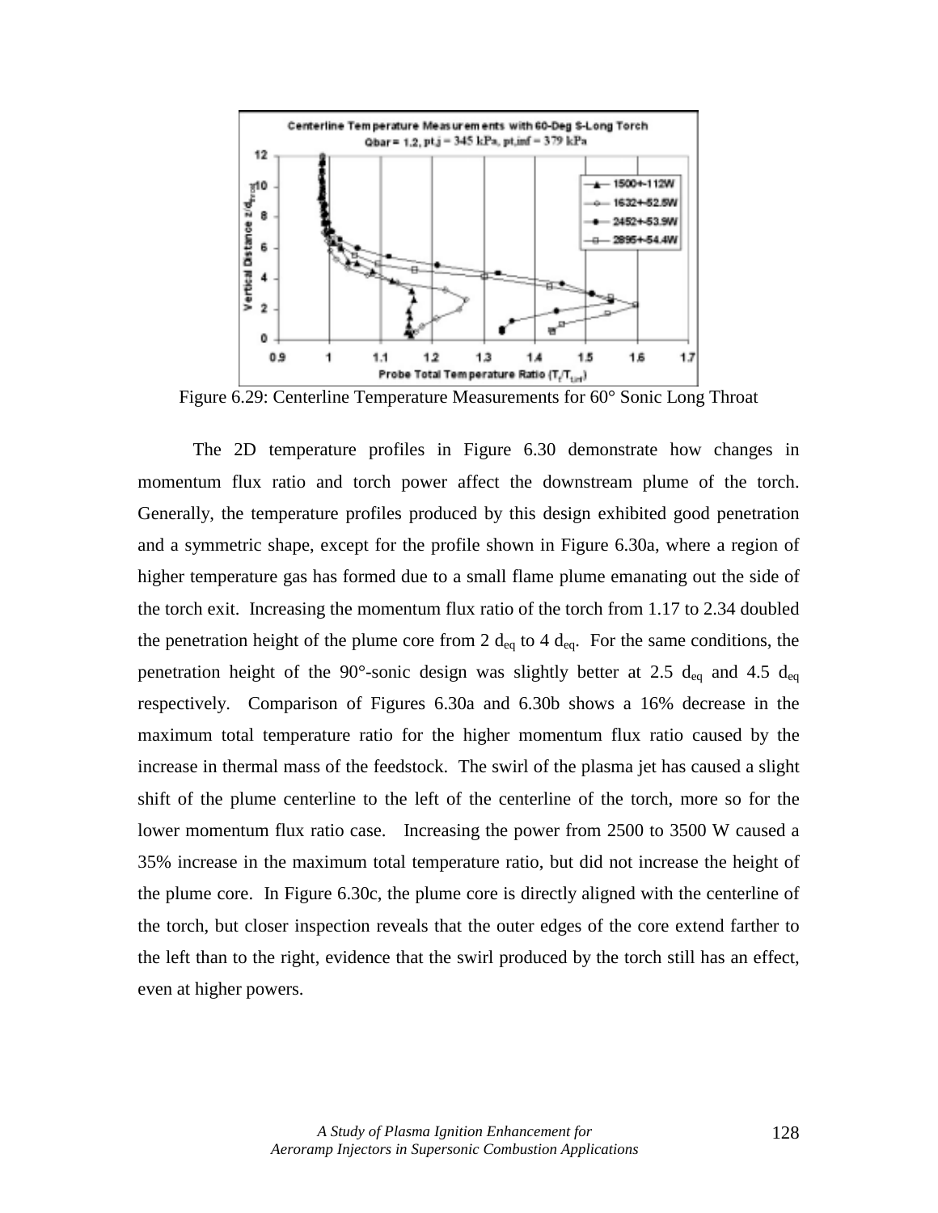Figure 6.29: Centerline Temperature Measurements for 60° Sonic Long Throat

The 2D temperature profiles in Figure 6.30 demonstrate how changes in momentum flux ratio and torch power affect the downstream plume of the torch. Generally, the temperature profiles produced by this design exhibited good penetration and a symmetric shape, except for the profile shown in Figure 6.30a, where a region of higher temperature gas has formed due to a small flame plume emanating out the side of the torch exit. Increasing the momentum flux ratio of the torch from 1.17 to 2.34 doubled the penetration height of the plume core from 2 $d_{eq}$ to 4 $d_{eq}$. For the same conditions, the penetration height of the 90°-sonic design was slightly better at 2.5 $d_{eq}$ and 4.5 $d_{eq}$ respectively. Comparison of Figures 6.30a and 6.30b shows a 16% decrease in the maximum total temperature ratio for the higher momentum flux ratio caused by the increase in thermal mass of the feedstock. The swirl of the plasma jet has caused a slight shift of the plume centerline to the left of the centerline of the torch, more so for the lower momentum flux ratio case. Increasing the power from 2500 to 3500 W caused a 35% increase in the maximum total temperature ratio, but did not increase the height of the plume core. In Figure 6.30c, the plume core is directly aligned with the centerline of the torch, but closer inspection reveals that the outer edges of the core extend farther to the left than to the right, evidence that the swirl produced by the torch still has an effect, even at higher powers.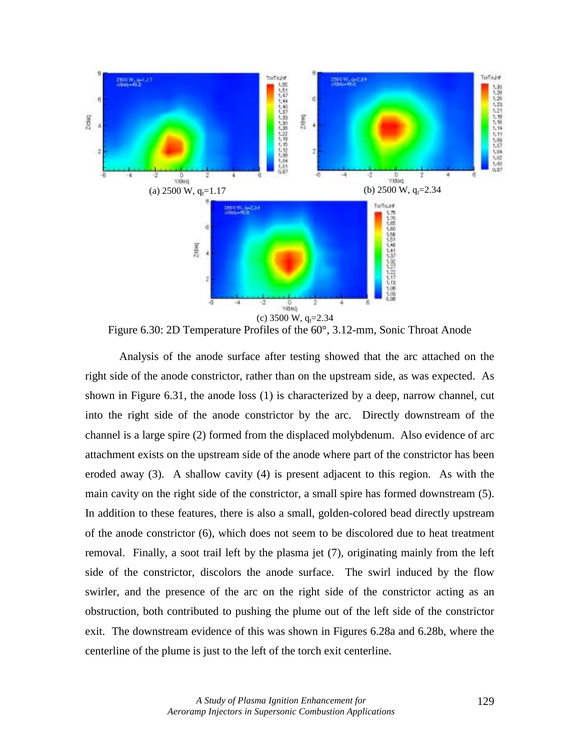(a) 2500 W, $q_t$=1.17

(b) 2500 W, $q_t$=2.34

(c) 3500 W, $q_t$=2.34

Figure 6.30: 2D Temperature Profiles of the 60°, 3.12-mm, Sonic Throat Anode

Analysis of the anode surface after testing showed that the arc attached on the right side of the anode constrictor, rather than on the upstream side, as was expected. As shown in Figure 6.31, the anode loss (1) is characterized by a deep, narrow channel, cut into the right side of the anode constrictor by the arc. Directly downstream of the channel is a large spire (2) formed from the displaced molybdenum. Also evidence of arc attachment exists on the upstream side of the anode where part of the constrictor has been eroded away (3). A shallow cavity (4) is present adjacent to this region. As with the main cavity on the right side of the constrictor, a small spire has formed downstream (5). In addition to these features, there is also a small, golden-colored bead directly upstream of the anode constrictor (6), which does not seem to be discolored due to heat treatment removal. Finally, a soot trail left by the plasma jet (7), originating mainly from the left side of the constrictor, discolors the anode surface. The swirl induced by the flow swirler, and the presence of the arc on the right side of the constrictor acting as an obstruction, both contributed to pushing the plume out of the left side of the constrictor exit. The downstream evidence of this was shown in Figures 6.28a and 6.28b, where the centerline of the plume is just to the left of the torch exit centerline.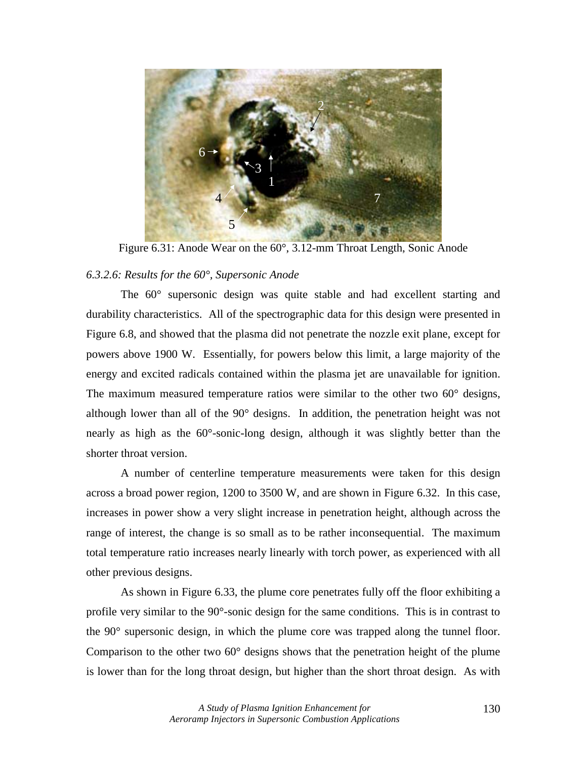Figure 6.31: Anode Wear on the 60°, 3.12-mm Throat Length, Sonic Anode

*6.3.2.6: Results for the 60°, Supersonic Anode*

The 60° supersonic design was quite stable and had excellent starting and durability characteristics. All of the spectrographic data for this design were presented in Figure 6.8, and showed that the plasma did not penetrate the nozzle exit plane, except for powers above 1900 W. Essentially, for powers below this limit, a large majority of the energy and excited radicals contained within the plasma jet are unavailable for ignition. The maximum measured temperature ratios were similar to the other two 60° designs, although lower than all of the 90° designs. In addition, the penetration height was not nearly as high as the 60°-sonic-long design, although it was slightly better than the shorter throat version.

A number of centerline temperature measurements were taken for this design across a broad power region, 1200 to 3500 W, and are shown in Figure 6.32. In this case, increases in power show a very slight increase in penetration height, although across the range of interest, the change is so small as to be rather inconsequential. The maximum total temperature ratio increases nearly linearly with torch power, as experienced with all other previous designs.

As shown in Figure 6.33, the plume core penetrates fully off the floor exhibiting a profile very similar to the 90°-sonic design for the same conditions. This is in contrast to the 90° supersonic design, in which the plume core was trapped along the tunnel floor. Comparison to the other two 60° designs shows that the penetration height of the plume is lower than for the long throat design, but higher than the short throat design. As with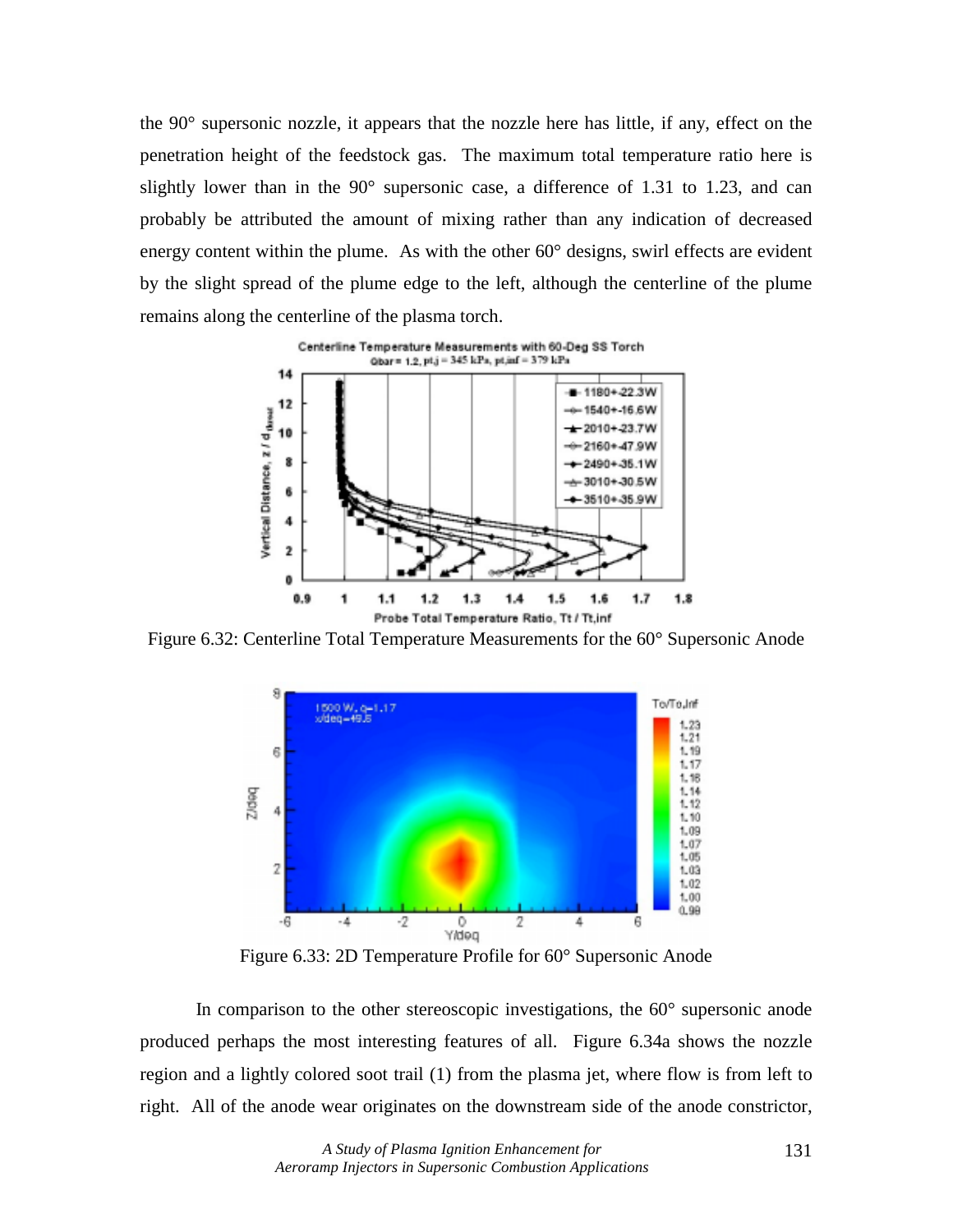the 90° supersonic nozzle, it appears that the nozzle here has little, if any, effect on the penetration height of the feedstock gas. The maximum total temperature ratio here is slightly lower than in the 90° supersonic case, a difference of 1.31 to 1.23, and can probably be attributed the amount of mixing rather than any indication of decreased energy content within the plume. As with the other 60° designs, swirl effects are evident by the slight spread of the plume edge to the left, although the centerline of the plume remains along the centerline of the plasma torch.

Figure 6.32: Centerline Total Temperature Measurements for the 60° Supersonic Anode

Figure 6.33: 2D Temperature Profile for 60° Supersonic Anode

In comparison to the other stereoscopic investigations, the 60° supersonic anode produced perhaps the most interesting features of all. Figure 6.34a shows the nozzle region and a lightly colored soot trail (1) from the plasma jet, where flow is from left to right. All of the anode wear originates on the downstream side of the anode constrictor,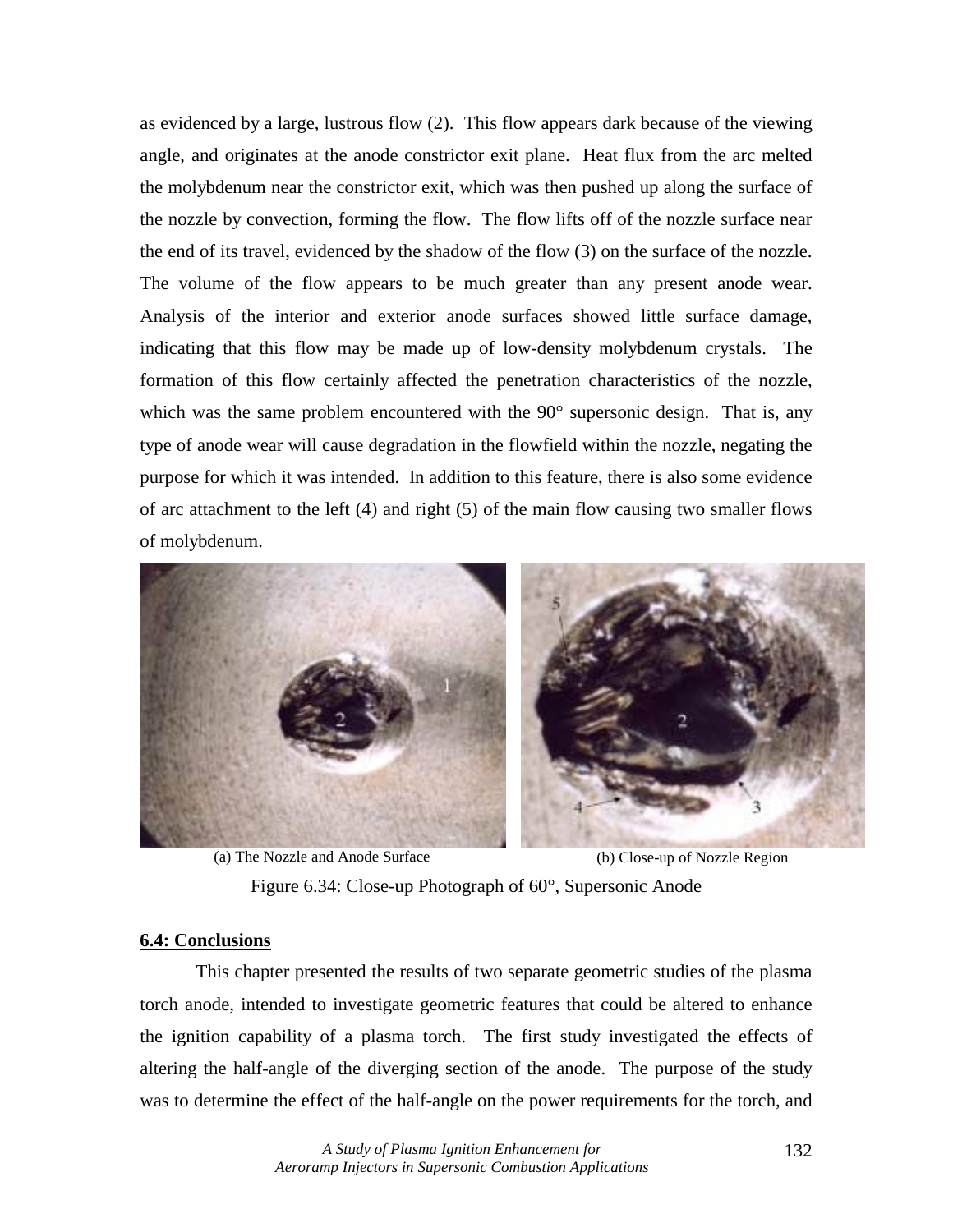as evidenced by a large, lustrous flow (2). This flow appears dark because of the viewing angle, and originates at the anode constrictor exit plane. Heat flux from the arc melted the molybdenum near the constrictor exit, which was then pushed up along the surface of the nozzle by convection, forming the flow. The flow lifts off of the nozzle surface near the end of its travel, evidenced by the shadow of the flow (3) on the surface of the nozzle. The volume of the flow appears to be much greater than any present anode wear. Analysis of the interior and exterior anode surfaces showed little surface damage, indicating that this flow may be made up of low-density molybdenum crystals. The formation of this flow certainly affected the penetration characteristics of the nozzle, which was the same problem encountered with the 90° supersonic design. That is, any type of anode wear will cause degradation in the flowfield within the nozzle, negating the purpose for which it was intended. In addition to this feature, there is also some evidence of arc attachment to the left (4) and right (5) of the main flow causing two smaller flows of molybdenum.

(a) The Nozzle and Anode Surface

(b) Close-up of Nozzle Region

Figure 6.34: Close-up Photograph of 60°, Supersonic Anode

**6.4: Conclusions**

This chapter presented the results of two separate geometric studies of the plasma torch anode, intended to investigate geometric features that could be altered to enhance the ignition capability of a plasma torch. The first study investigated the effects of altering the half-angle of the diverging section of the anode. The purpose of the study was to determine the effect of the half-angle on the power requirements for the torch, and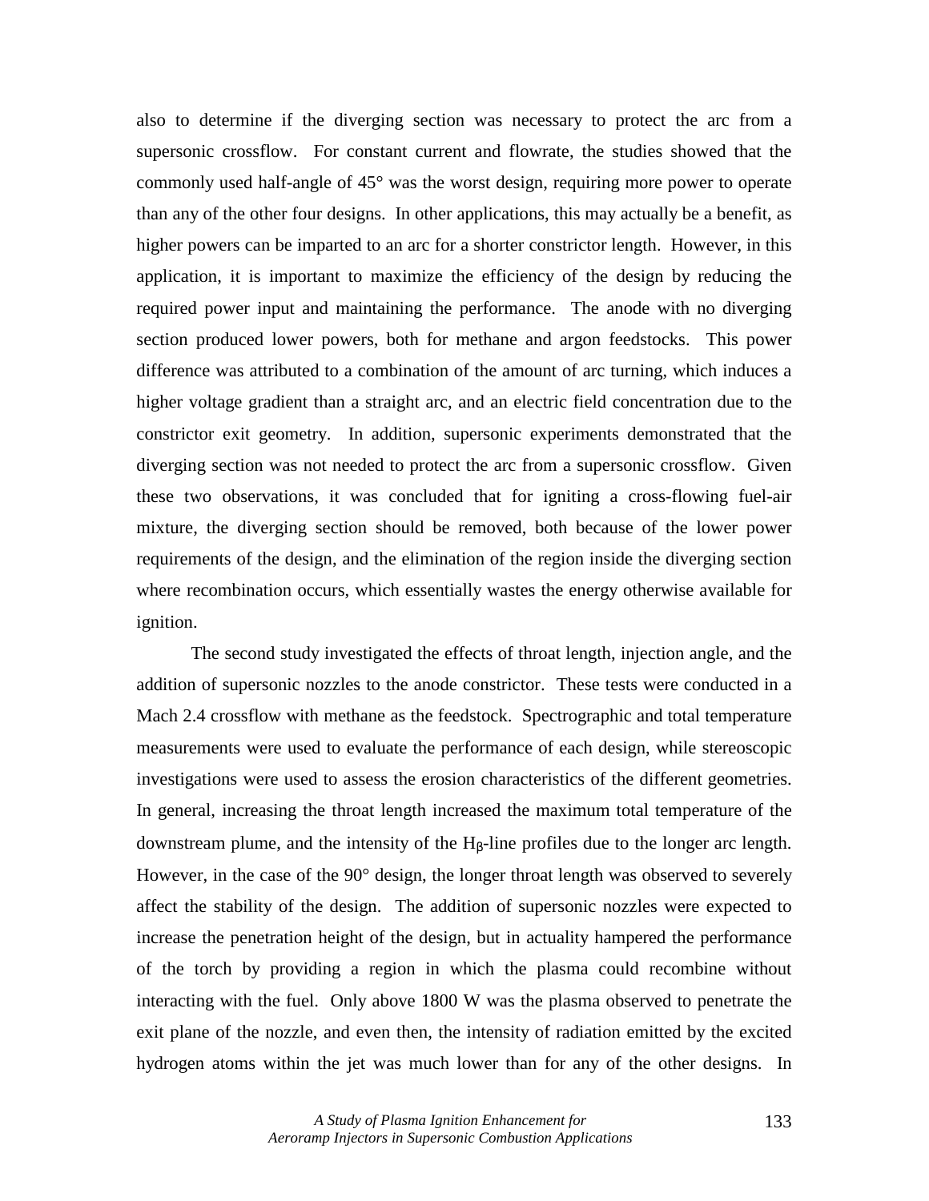also to determine if the diverging section was necessary to protect the arc from a supersonic crossflow. For constant current and flowrate, the studies showed that the commonly used half-angle of 45° was the worst design, requiring more power to operate than any of the other four designs. In other applications, this may actually be a benefit, as higher powers can be imparted to an arc for a shorter constrictor length. However, in this application, it is important to maximize the efficiency of the design by reducing the required power input and maintaining the performance. The anode with no diverging section produced lower powers, both for methane and argon feedstocks. This power difference was attributed to a combination of the amount of arc turning, which induces a higher voltage gradient than a straight arc, and an electric field concentration due to the constrictor exit geometry. In addition, supersonic experiments demonstrated that the diverging section was not needed to protect the arc from a supersonic crossflow. Given these two observations, it was concluded that for igniting a cross-flowing fuel-air mixture, the diverging section should be removed, both because of the lower power requirements of the design, and the elimination of the region inside the diverging section where recombination occurs, which essentially wastes the energy otherwise available for ignition.

The second study investigated the effects of throat length, injection angle, and the addition of supersonic nozzles to the anode constrictor. These tests were conducted in a Mach 2.4 crossflow with methane as the feedstock. Spectrographic and total temperature measurements were used to evaluate the performance of each design, while stereoscopic investigations were used to assess the erosion characteristics of the different geometries. In general, increasing the throat length increased the maximum total temperature of the downstream plume, and the intensity of the $H_\beta$-line profiles due to the longer arc length. However, in the case of the 90° design, the longer throat length was observed to severely affect the stability of the design. The addition of supersonic nozzles were expected to increase the penetration height of the design, but in actuality hampered the performance of the torch by providing a region in which the plasma could recombine without interacting with the fuel. Only above 1800 W was the plasma observed to penetrate the exit plane of the nozzle, and even then, the intensity of radiation emitted by the excited hydrogen atoms within the jet was much lower than for any of the other designs. In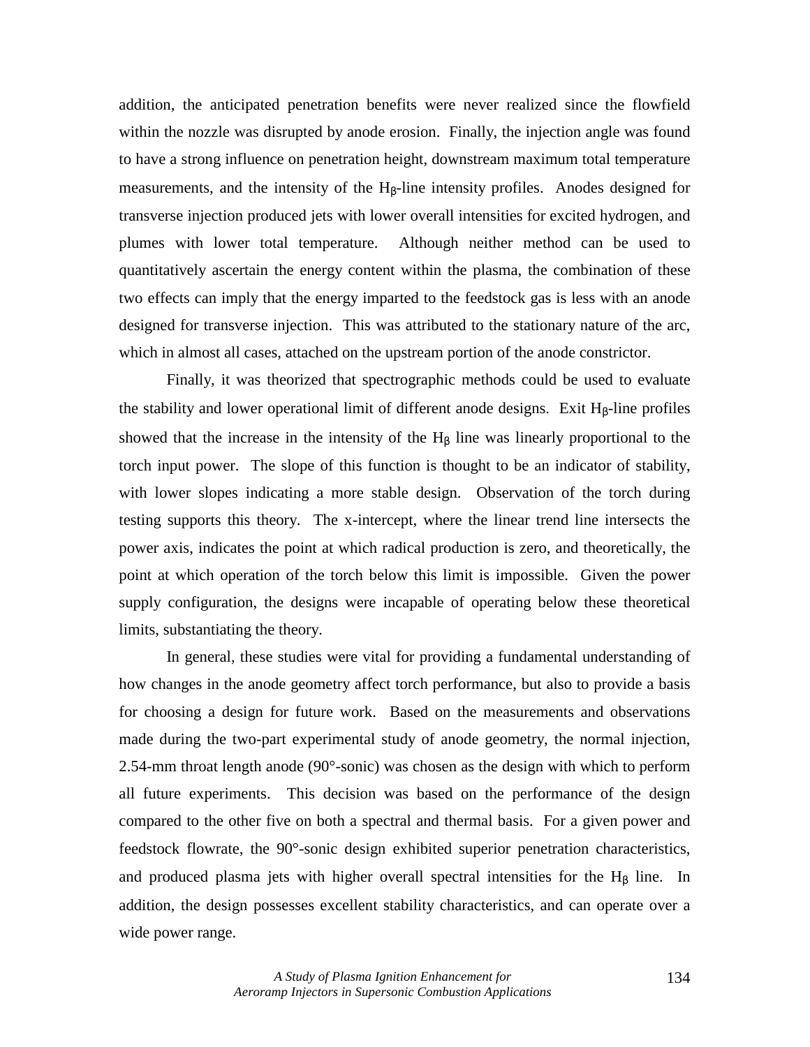addition, the anticipated penetration benefits were never realized since the flowfield within the nozzle was disrupted by anode erosion. Finally, the injection angle was found to have a strong influence on penetration height, downstream maximum total temperature measurements, and the intensity of the $H_\beta$-line intensity profiles. Anodes designed for transverse injection produced jets with lower overall intensities for excited hydrogen, and plumes with lower total temperature. Although neither method can be used to quantitatively ascertain the energy content within the plasma, the combination of these two effects can imply that the energy imparted to the feedstock gas is less with an anode designed for transverse injection. This was attributed to the stationary nature of the arc, which in almost all cases, attached on the upstream portion of the anode constrictor.

Finally, it was theorized that spectrographic methods could be used to evaluate the stability and lower operational limit of different anode designs. Exit $H_\beta$-line profiles showed that the increase in the intensity of the $H_\beta$ line was linearly proportional to the torch input power. The slope of this function is thought to be an indicator of stability, with lower slopes indicating a more stable design. Observation of the torch during testing supports this theory. The x-intercept, where the linear trend line intersects the power axis, indicates the point at which radical production is zero, and theoretically, the point at which operation of the torch below this limit is impossible. Given the power supply configuration, the designs were incapable of operating below these theoretical limits, substantiating the theory.

In general, these studies were vital for providing a fundamental understanding of how changes in the anode geometry affect torch performance, but also to provide a basis for choosing a design for future work. Based on the measurements and observations made during the two-part experimental study of anode geometry, the normal injection, 2.54-mm throat length anode (90°-sonic) was chosen as the design with which to perform all future experiments. This decision was based on the performance of the design compared to the other five on both a spectral and thermal basis. For a given power and feedstock flowrate, the 90°-sonic design exhibited superior penetration characteristics, and produced plasma jets with higher overall spectral intensities for the $H_\beta$ line. In addition, the design possesses excellent stability characteristics, and can operate over a wide power range.